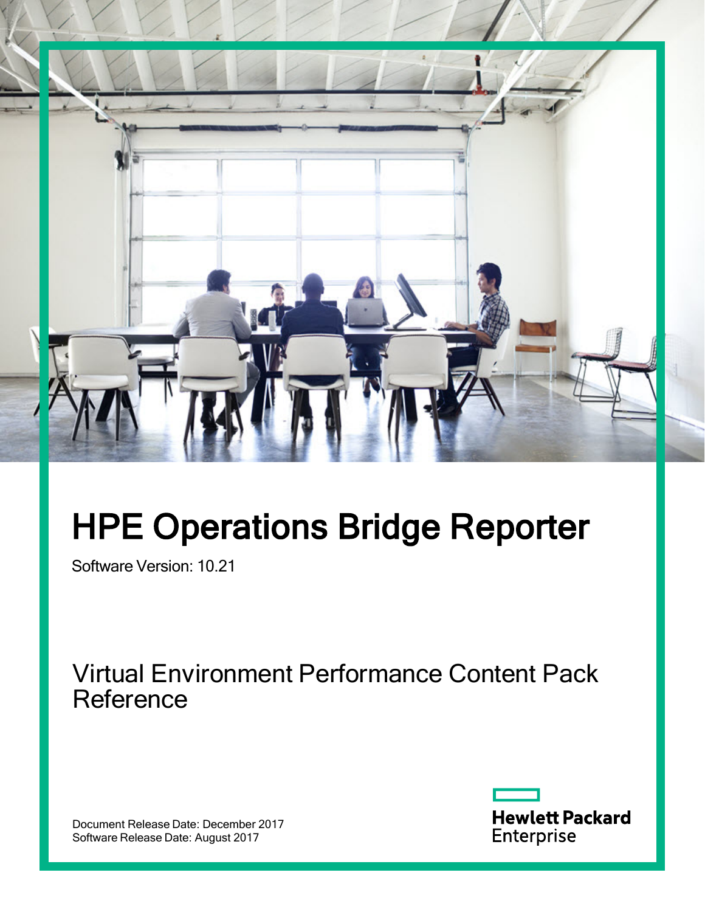# HPE Operations Bridge Reporter

Software Version: 10.21

## Virtual Environment Performance Content Pack Reference

Document Release Date: December 2017
Software Release Date: August 2017

Hewlett Packard Enterprise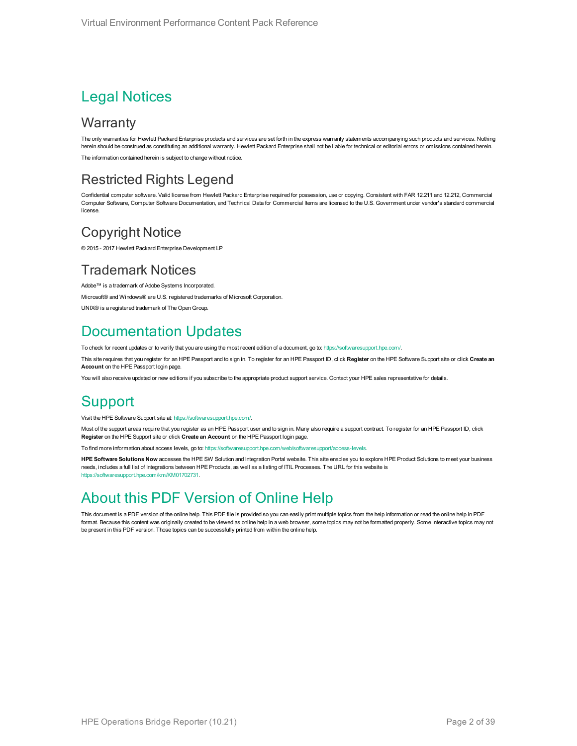# Legal Notices

## Warranty

The only warranties for Hewlett Packard Enterprise products and services are set forth in the express warranty statements accompanying such products and services. Nothing herein should be construed as constituting an additional warranty. Hewlett Packard Enterprise shall not be liable for technical or editorial errors or omissions contained herein.

The information contained herein is subject to change without notice.

## Restricted Rights Legend

Confidential computer software. Valid license from Hewlett Packard Enterprise required for possession, use or copying. Consistent with FAR 12.211 and 12.212, Commercial Computer Software, Computer Software Documentation, and Technical Data for Commercial Items are licensed to the U.S. Government under vendor's standard commercial license.

## Copyright Notice

© 2015 - 2017 Hewlett Packard Enterprise Development LP

## Trademark Notices

Adobe™ is a trademark of Adobe Systems Incorporated.

Microsoft® and Windows® are U.S. registered trademarks of Microsoft Corporation.

UNIX® is a registered trademark of The Open Group.

# Documentation Updates

To check for recent updates or to verify that you are using the most recent edition of a document, go to: https://softwaresupport.hpe.com/.

This site requires that you register for an HPE Passport and to sign in. To register for an HPE Passport ID, click **Register** on the HPE Software Support site or click **Create an Account** on the HPE Passport login page.

You will also receive updated or new editions if you subscribe to the appropriate product support service. Contact your HPE sales representative for details.

# Support

Visit the HPE Software Support site at: https://softwaresupport.hpe.com/.

Most of the support areas require that you register as an HPE Passport user and to sign in. Many also require a support contract. To register for an HPE Passport ID, click **Register** on the HPE Support site or click **Create an Account** on the HPE Passport login page.

To find more information about access levels, go to: https://softwaresupport.hpe.com/web/softwaresupport/access-levels.

**HPE Software Solutions Now** accesses the HPE SW Solution and Integration Portal website. This site enables you to explore HPE Product Solutions to meet your business needs, includes a full list of Integrations between HPE Products, as well as a listing of ITIL Processes. The URL for this website is https://softwaresupport.hpe.com/km/KM01702731.

# About this PDF Version of Online Help

This document is a PDF version of the online help. This PDF file is provided so you can easily print multiple topics from the help information or read the online help in PDF format. Because this content was originally created to be viewed as online help in a web browser, some topics may not be formatted properly. Some interactive topics may not be present in this PDF version. Those topics can be successfully printed from within the online help.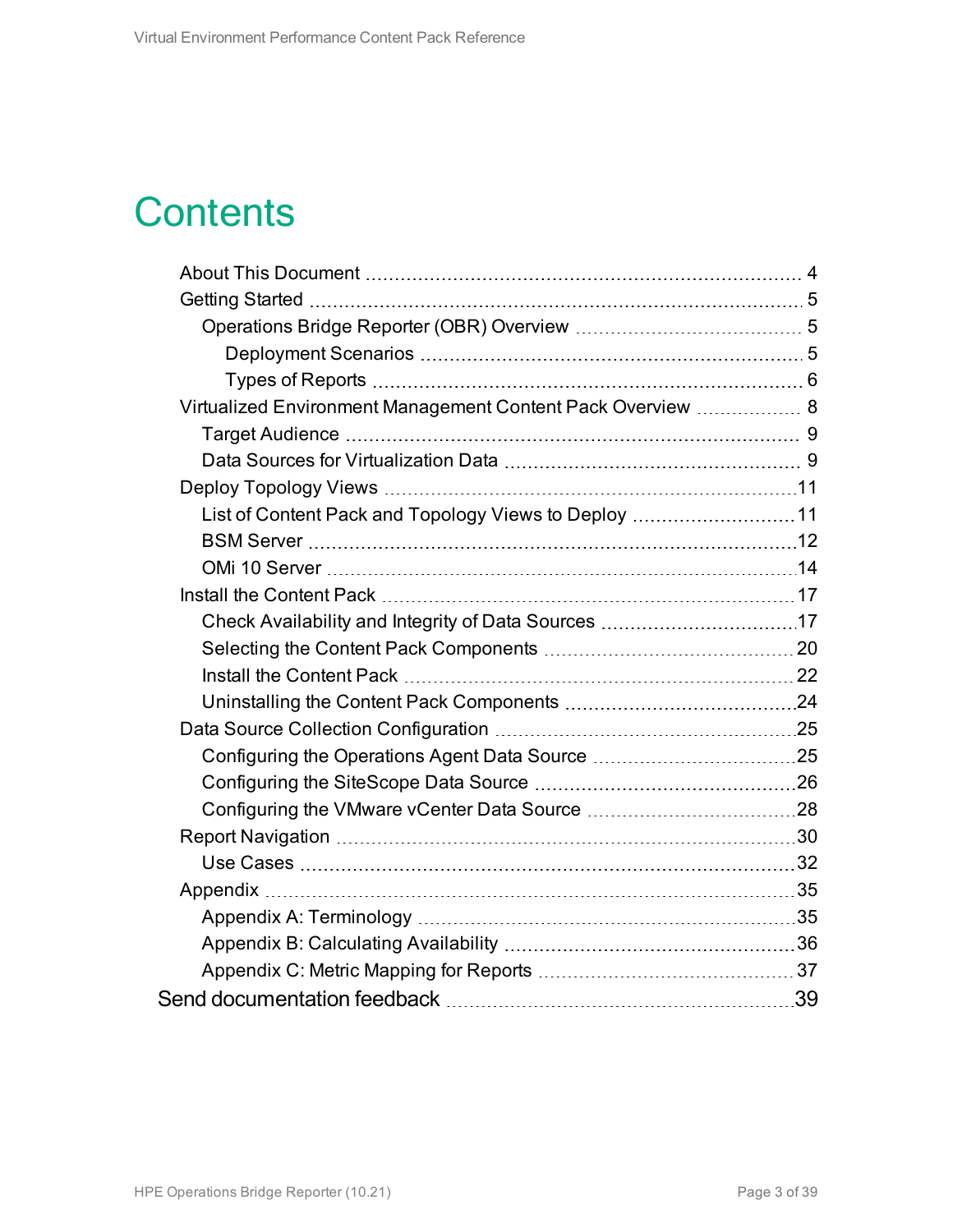# Contents

- About This Document 4
- Getting Started 5
  - Operations Bridge Reporter (OBR) Overview 5
    - Deployment Scenarios 5
    - Types of Reports 6
- Virtualized Environment Management Content Pack Overview 8
  - Target Audience 9
  - Data Sources for Virtualization Data 9
- Deploy Topology Views 11
  - List of Content Pack and Topology Views to Deploy 11
  - BSM Server 12
  - OMi 10 Server 14
- Install the Content Pack 17
  - Check Availability and Integrity of Data Sources 17
  - Selecting the Content Pack Components 20
  - Install the Content Pack 22
  - Uninstalling the Content Pack Components 24
- Data Source Collection Configuration 25
  - Configuring the Operations Agent Data Source 25
  - Configuring the SiteScope Data Source 26
  - Configuring the VMware vCenter Data Source 28
- Report Navigation 30
  - Use Cases 32
- Appendix 35
  - Appendix A: Terminology 35
  - Appendix B: Calculating Availability 36
  - Appendix C: Metric Mapping for Reports 37

Send documentation feedback 39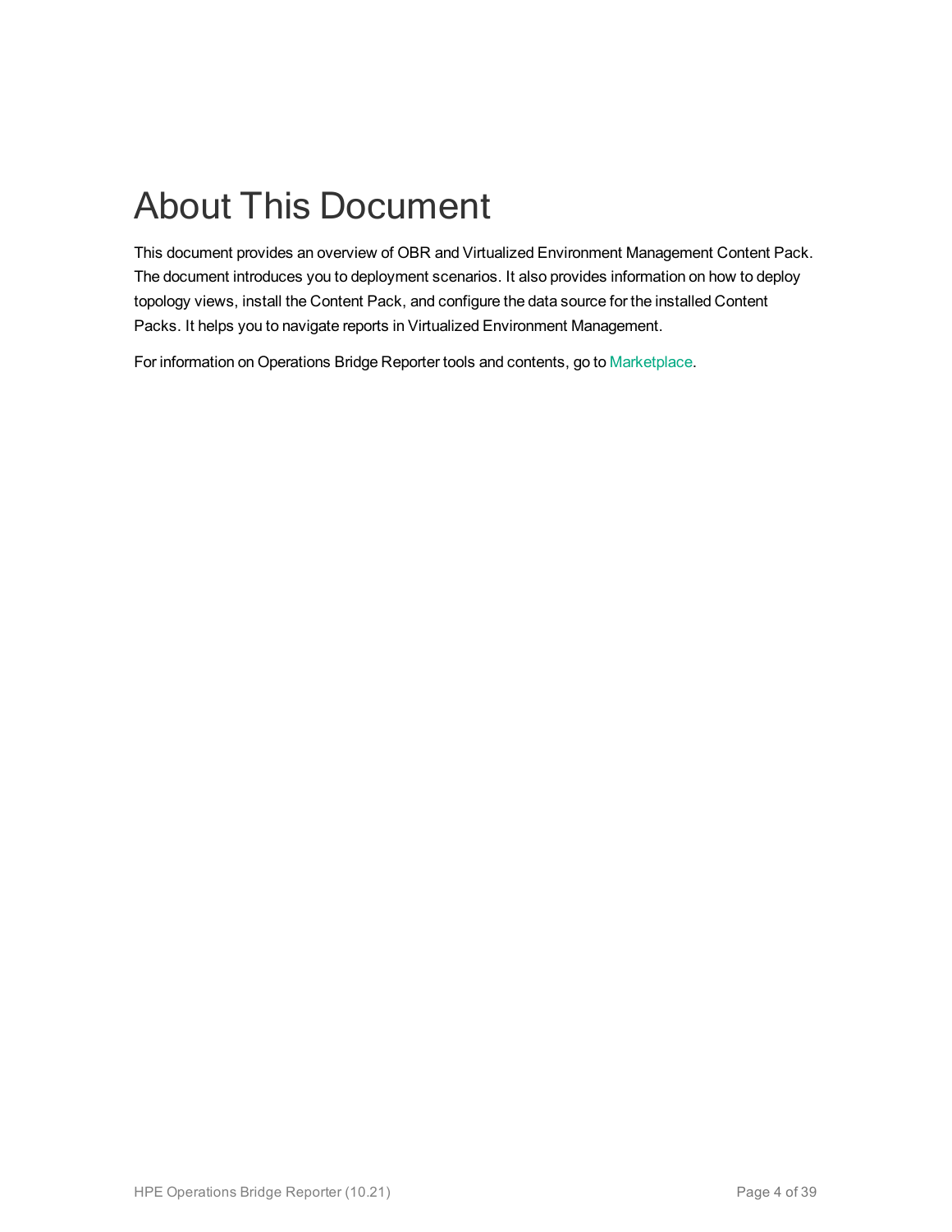# About This Document

This document provides an overview of OBR and Virtualized Environment Management Content Pack. The document introduces you to deployment scenarios. It also provides information on how to deploy topology views, install the Content Pack, and configure the data source for the installed Content Packs. It helps you to navigate reports in Virtualized Environment Management.

For information on Operations Bridge Reporter tools and contents, go to Marketplace.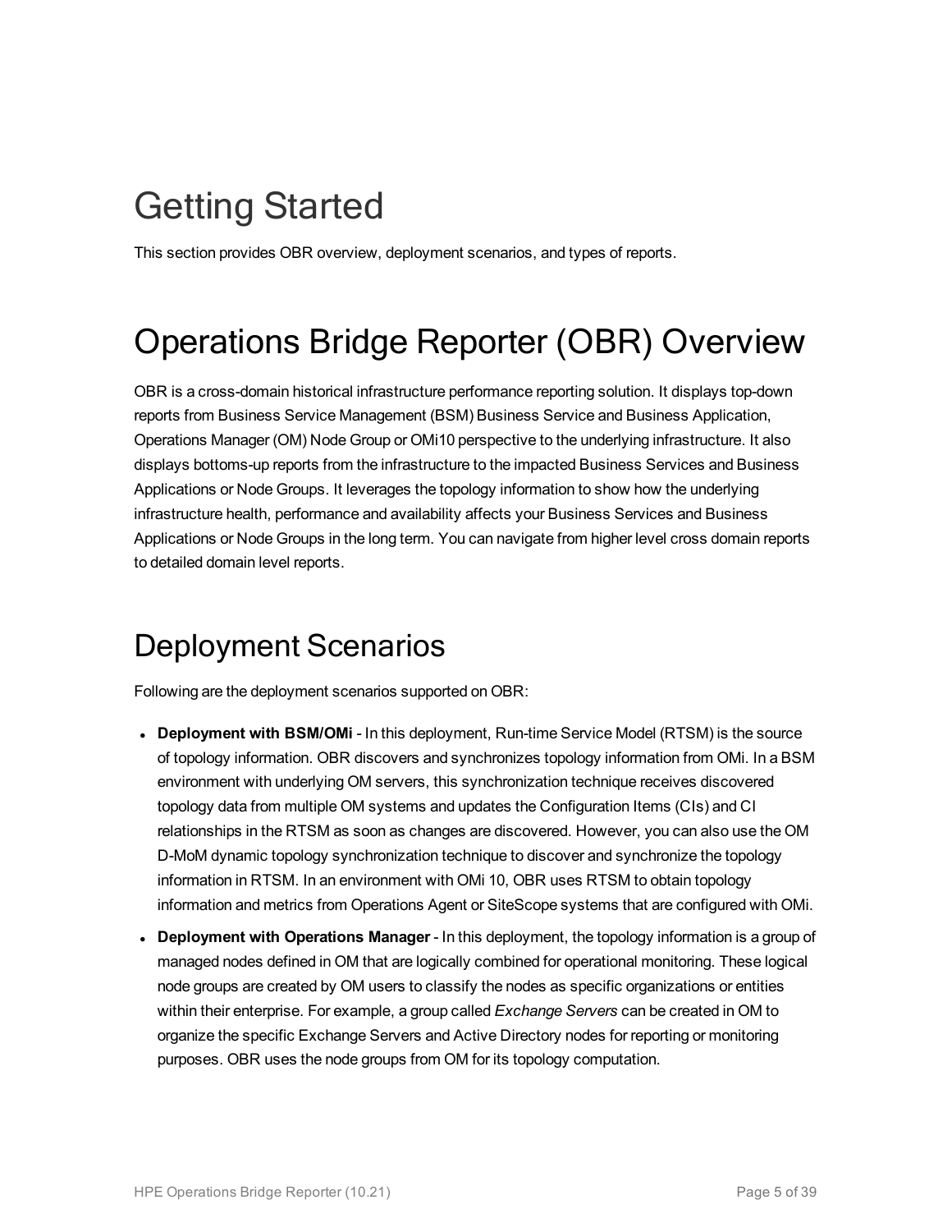# Getting Started

This section provides OBR overview, deployment scenarios, and types of reports.

# Operations Bridge Reporter (OBR) Overview

OBR is a cross-domain historical infrastructure performance reporting solution. It displays top-down reports from Business Service Management (BSM) Business Service and Business Application, Operations Manager (OM) Node Group or OMi10 perspective to the underlying infrastructure. It also displays bottoms-up reports from the infrastructure to the impacted Business Services and Business Applications or Node Groups. It leverages the topology information to show how the underlying infrastructure health, performance and availability affects your Business Services and Business Applications or Node Groups in the long term. You can navigate from higher level cross domain reports to detailed domain level reports.

## Deployment Scenarios

Following are the deployment scenarios supported on OBR:

- **Deployment with BSM/OMi** - In this deployment, Run-time Service Model (RTSM) is the source of topology information. OBR discovers and synchronizes topology information from OMi. In a BSM environment with underlying OM servers, this synchronization technique receives discovered topology data from multiple OM systems and updates the Configuration Items (CIs) and CI relationships in the RTSM as soon as changes are discovered. However, you can also use the OM D-MoM dynamic topology synchronization technique to discover and synchronize the topology information in RTSM. In an environment with OMi 10, OBR uses RTSM to obtain topology information and metrics from Operations Agent or SiteScope systems that are configured with OMi.
- **Deployment with Operations Manager** - In this deployment, the topology information is a group of managed nodes defined in OM that are logically combined for operational monitoring. These logical node groups are created by OM users to classify the nodes as specific organizations or entities within their enterprise. For example, a group called *Exchange Servers* can be created in OM to organize the specific Exchange Servers and Active Directory nodes for reporting or monitoring purposes. OBR uses the node groups from OM for its topology computation.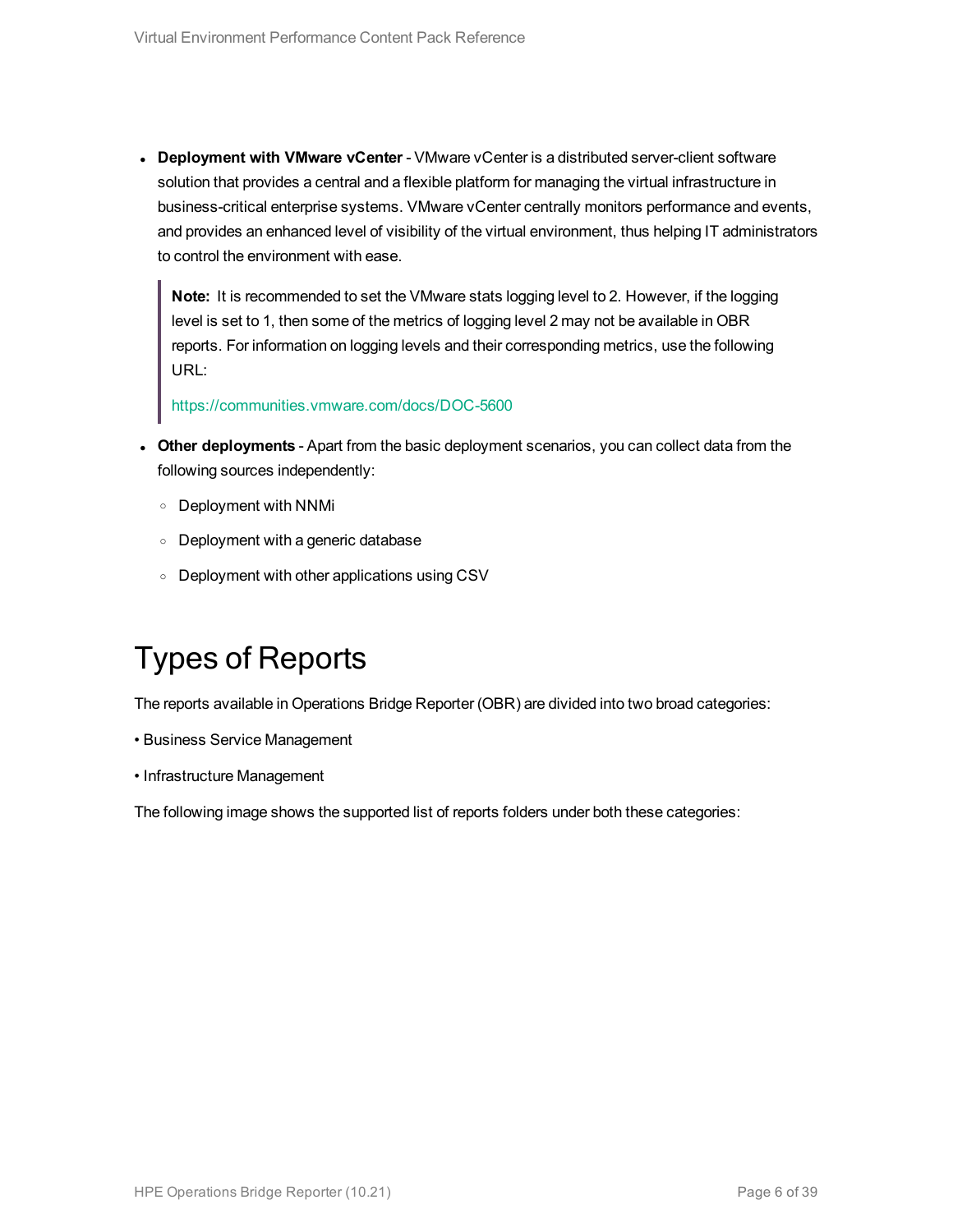- **Deployment with VMware vCenter** - VMware vCenter is a distributed server-client software solution that provides a central and a flexible platform for managing the virtual infrastructure in business-critical enterprise systems. VMware vCenter centrally monitors performance and events, and provides an enhanced level of visibility of the virtual environment, thus helping IT administrators to control the environment with ease.

  > **Note:** It is recommended to set the VMware stats logging level to 2. However, if the logging level is set to 1, then some of the metrics of logging level 2 may not be available in OBR reports. For information on logging levels and their corresponding metrics, use the following URL:
  >
  > https://communities.vmware.com/docs/DOC-5600

- **Other deployments** - Apart from the basic deployment scenarios, you can collect data from the following sources independently:
  - Deployment with NNMi
  - Deployment with a generic database
  - Deployment with other applications using CSV

# Types of Reports

The reports available in Operations Bridge Reporter (OBR) are divided into two broad categories:

• Business Service Management

• Infrastructure Management

The following image shows the supported list of reports folders under both these categories: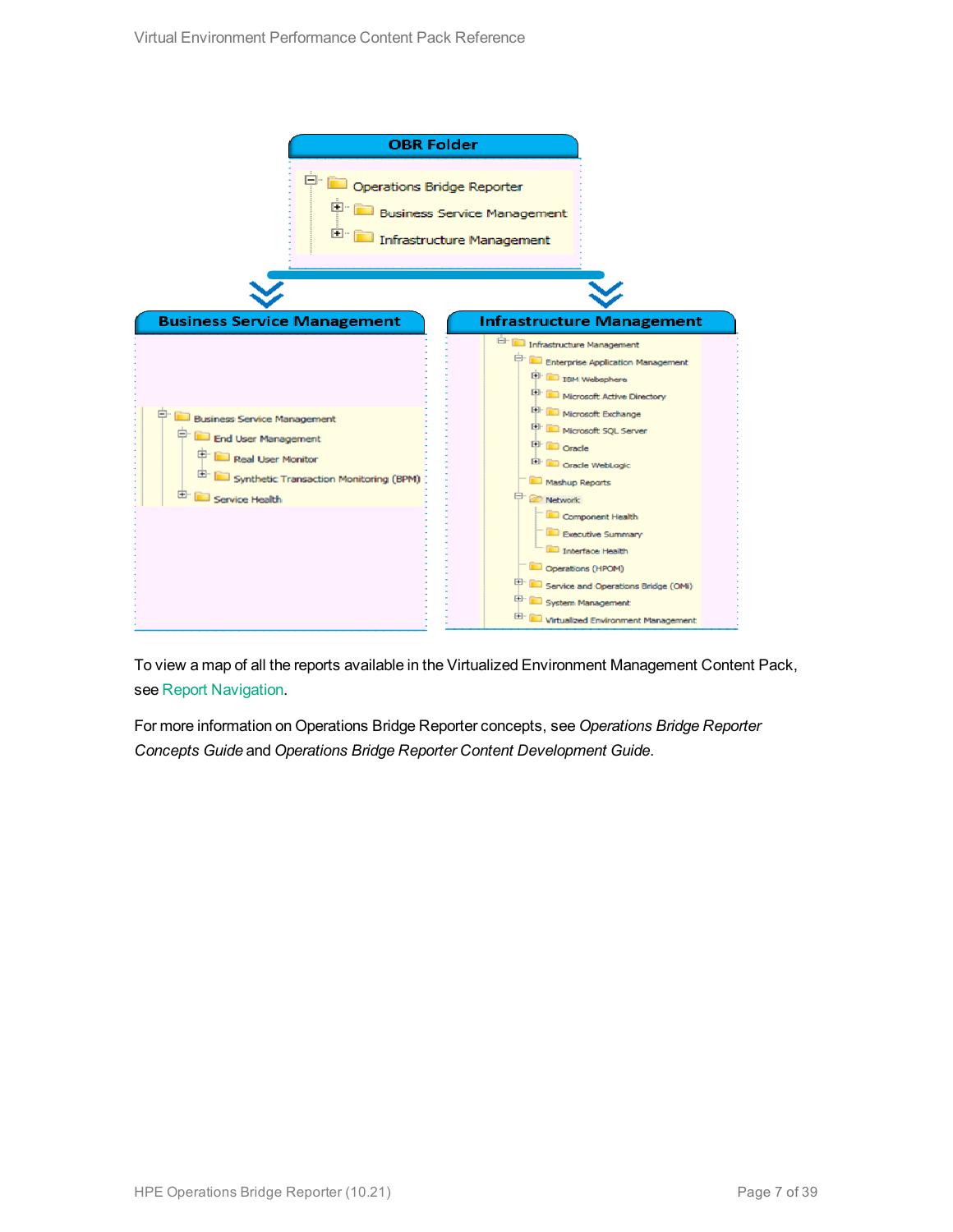To view a map of all the reports available in the Virtualized Environment Management Content Pack, see Report Navigation.

For more information on Operations Bridge Reporter concepts, see *Operations Bridge Reporter Concepts Guide* and *Operations Bridge Reporter Content Development Guide*.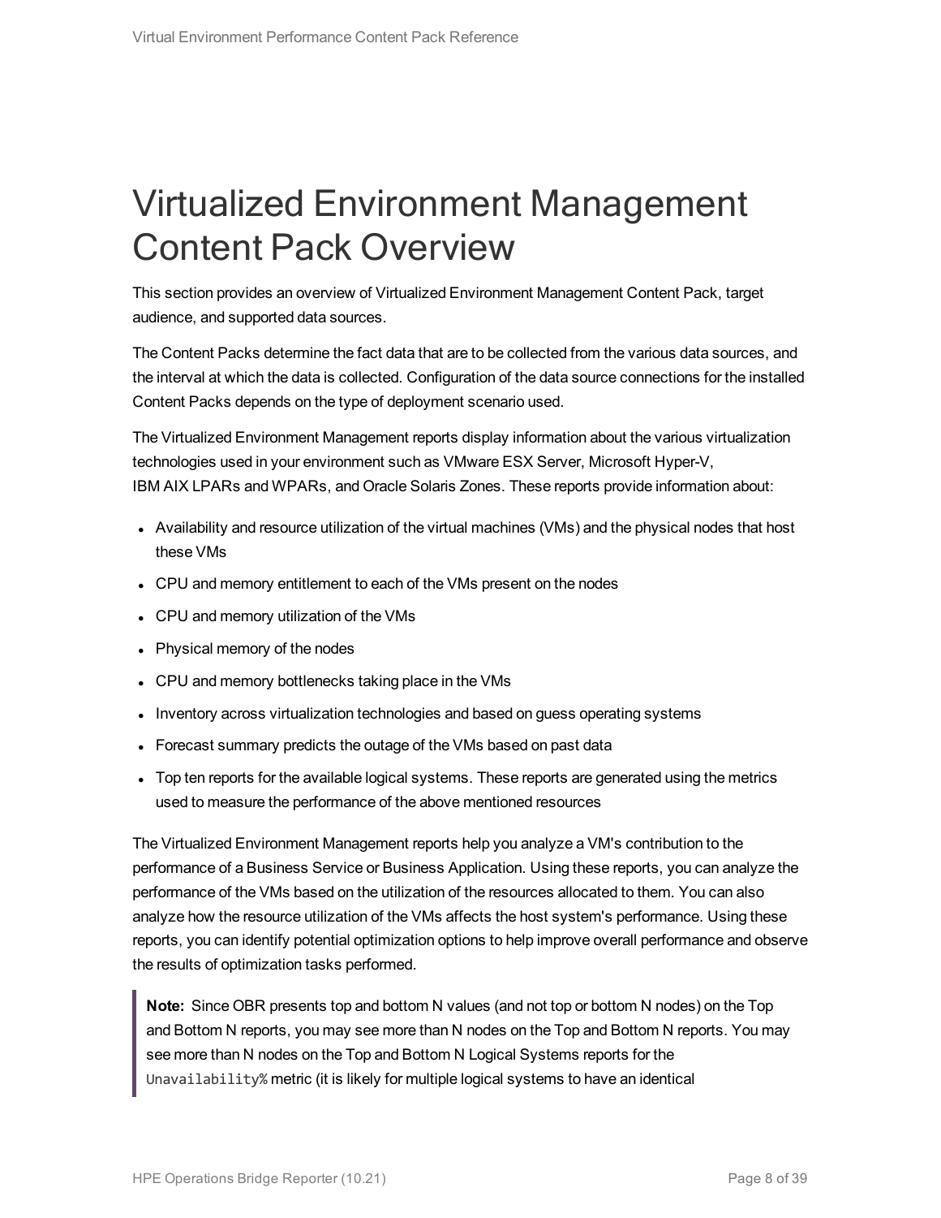# Virtualized Environment Management Content Pack Overview

This section provides an overview of Virtualized Environment Management Content Pack, target audience, and supported data sources.

The Content Packs determine the fact data that are to be collected from the various data sources, and the interval at which the data is collected. Configuration of the data source connections for the installed Content Packs depends on the type of deployment scenario used.

The Virtualized Environment Management reports display information about the various virtualization technologies used in your environment such as VMware ESX Server, Microsoft Hyper-V, IBM AIX LPARs and WPARs, and Oracle Solaris Zones. These reports provide information about:

- Availability and resource utilization of the virtual machines (VMs) and the physical nodes that host these VMs
- CPU and memory entitlement to each of the VMs present on the nodes
- CPU and memory utilization of the VMs
- Physical memory of the nodes
- CPU and memory bottlenecks taking place in the VMs
- Inventory across virtualization technologies and based on guess operating systems
- Forecast summary predicts the outage of the VMs based on past data
- Top ten reports for the available logical systems. These reports are generated using the metrics used to measure the performance of the above mentioned resources

The Virtualized Environment Management reports help you analyze a VM's contribution to the performance of a Business Service or Business Application. Using these reports, you can analyze the performance of the VMs based on the utilization of the resources allocated to them. You can also analyze how the resource utilization of the VMs affects the host system's performance. Using these reports, you can identify potential optimization options to help improve overall performance and observe the results of optimization tasks performed.

> **Note:** Since OBR presents top and bottom N values (and not top or bottom N nodes) on the Top and Bottom N reports, you may see more than N nodes on the Top and Bottom N reports. You may see more than N nodes on the Top and Bottom N Logical Systems reports for the `Unavailability%` metric (it is likely for multiple logical systems to have an identical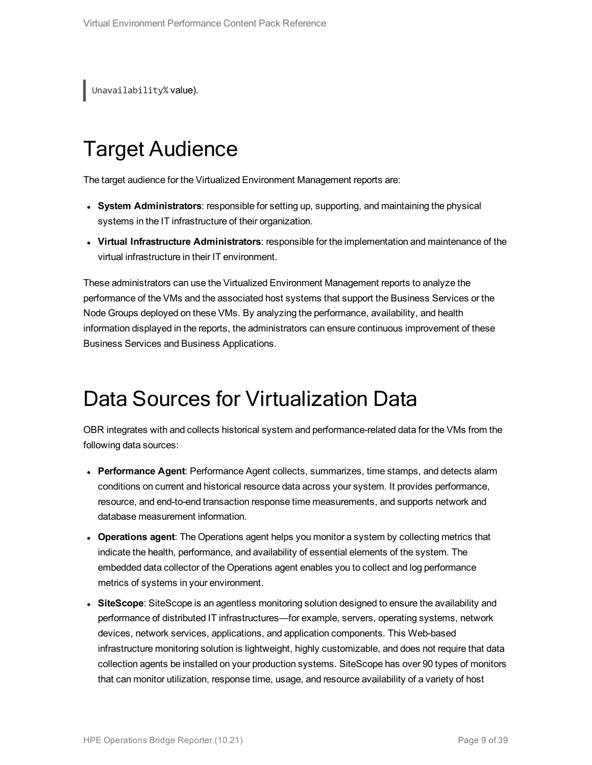> `Unavailability%` value).

# Target Audience

The target audience for the Virtualized Environment Management reports are:

- **System Administrators**: responsible for setting up, supporting, and maintaining the physical systems in the IT infrastructure of their organization.
- **Virtual Infrastructure Administrators**: responsible for the implementation and maintenance of the virtual infrastructure in their IT environment.

These administrators can use the Virtualized Environment Management reports to analyze the performance of the VMs and the associated host systems that support the Business Services or the Node Groups deployed on these VMs. By analyzing the performance, availability, and health information displayed in the reports, the administrators can ensure continuous improvement of these Business Services and Business Applications.

# Data Sources for Virtualization Data

OBR integrates with and collects historical system and performance-related data for the VMs from the following data sources:

- **Performance Agent**: Performance Agent collects, summarizes, time stamps, and detects alarm conditions on current and historical resource data across your system. It provides performance, resource, and end-to-end transaction response time measurements, and supports network and database measurement information.
- **Operations agent**: The Operations agent helps you monitor a system by collecting metrics that indicate the health, performance, and availability of essential elements of the system. The embedded data collector of the Operations agent enables you to collect and log performance metrics of systems in your environment.
- **SiteScope**: SiteScope is an agentless monitoring solution designed to ensure the availability and performance of distributed IT infrastructures—for example, servers, operating systems, network devices, network services, applications, and application components. This Web-based infrastructure monitoring solution is lightweight, highly customizable, and does not require that data collection agents be installed on your production systems. SiteScope has over 90 types of monitors that can monitor utilization, response time, usage, and resource availability of a variety of host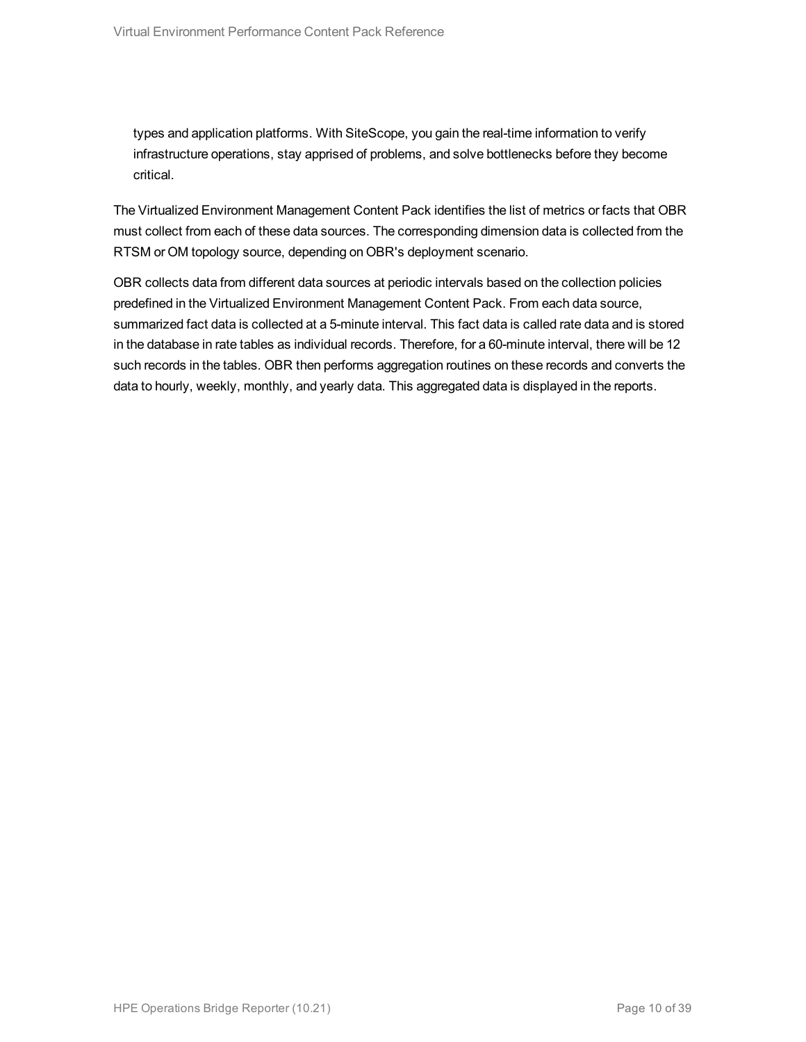types and application platforms. With SiteScope, you gain the real-time information to verify infrastructure operations, stay apprised of problems, and solve bottlenecks before they become critical.

The Virtualized Environment Management Content Pack identifies the list of metrics or facts that OBR must collect from each of these data sources. The corresponding dimension data is collected from the RTSM or OM topology source, depending on OBR's deployment scenario.

OBR collects data from different data sources at periodic intervals based on the collection policies predefined in the Virtualized Environment Management Content Pack. From each data source, summarized fact data is collected at a 5-minute interval. This fact data is called rate data and is stored in the database in rate tables as individual records. Therefore, for a 60-minute interval, there will be 12 such records in the tables. OBR then performs aggregation routines on these records and converts the data to hourly, weekly, monthly, and yearly data. This aggregated data is displayed in the reports.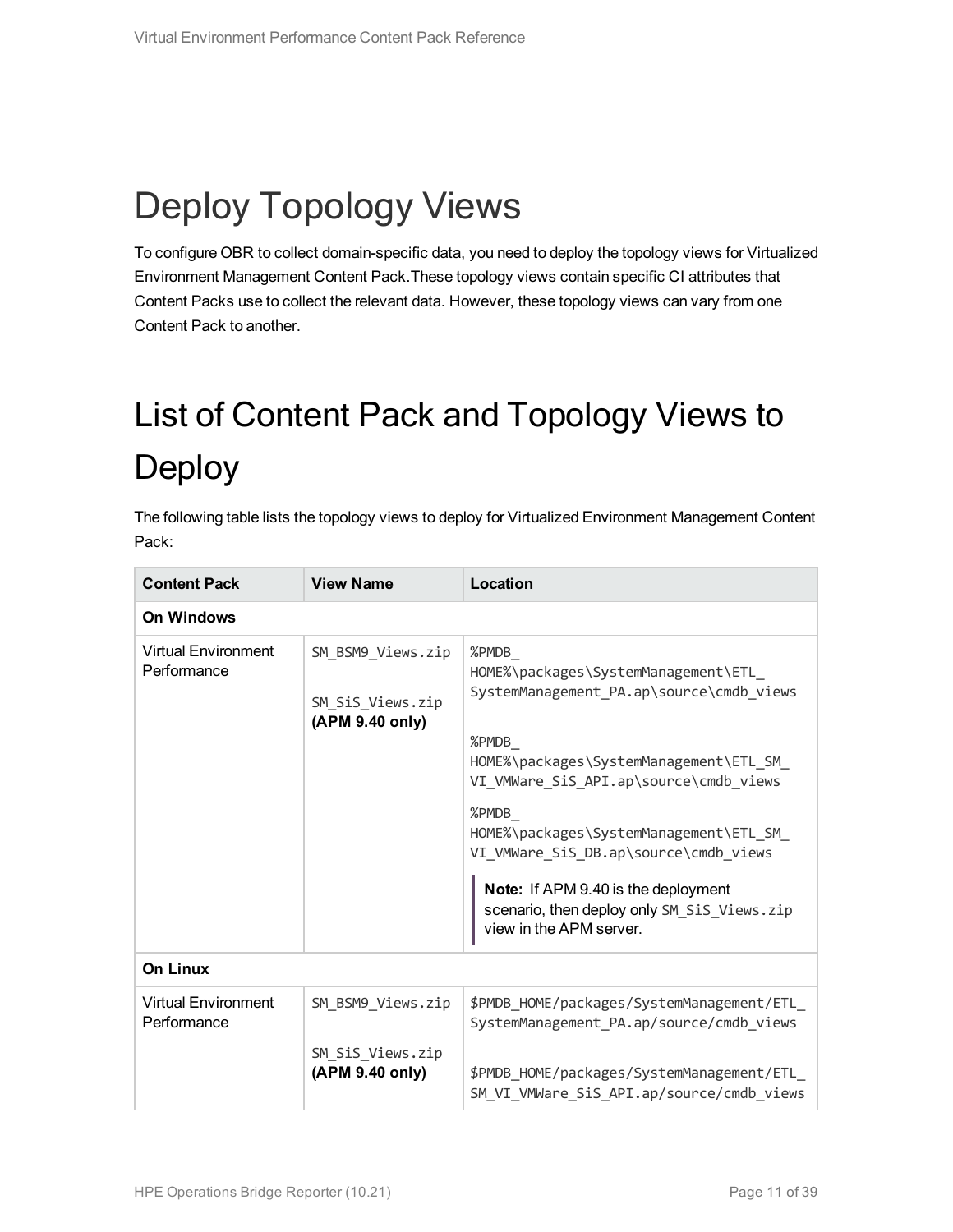# Deploy Topology Views

To configure OBR to collect domain-specific data, you need to deploy the topology views for Virtualized Environment Management Content Pack.These topology views contain specific CI attributes that Content Packs use to collect the relevant data. However, these topology views can vary from one Content Pack to another.

# List of Content Pack and Topology Views to Deploy

The following table lists the topology views to deploy for Virtualized Environment Management Content Pack:

| Content Pack | View Name | Location |
|---|---|---|
| **On Windows** | | |
| Virtual Environment Performance | `SM_BSM9_Views.zip`<br><br>`SM_SiS_Views.zip` **(APM 9.40 only)** | `%PMDB_HOME%\packages\SystemManagement\ETL_SystemManagement_PA.ap\source\cmdb_views`<br><br>`%PMDB_HOME%\packages\SystemManagement\ETL_SM_VI_VMWare_SiS_API.ap\source\cmdb_views`<br><br>`%PMDB_HOME%\packages\SystemManagement\ETL_SM_VI_VMWare_SiS_DB.ap\source\cmdb_views`<br><br>**Note:** If APM 9.40 is the deployment scenario, then deploy only `SM_SiS_Views.zip` view in the APM server. |
| **On Linux** | | |
| Virtual Environment Performance | `SM_BSM9_Views.zip`<br><br>`SM_SiS_Views.zip` **(APM 9.40 only)** | `$PMDB_HOME/packages/SystemManagement/ETL_SystemManagement_PA.ap/source/cmdb_views`<br><br>`$PMDB_HOME/packages/SystemManagement/ETL_SM_VI_VMWare_SiS_API.ap/source/cmdb_views` |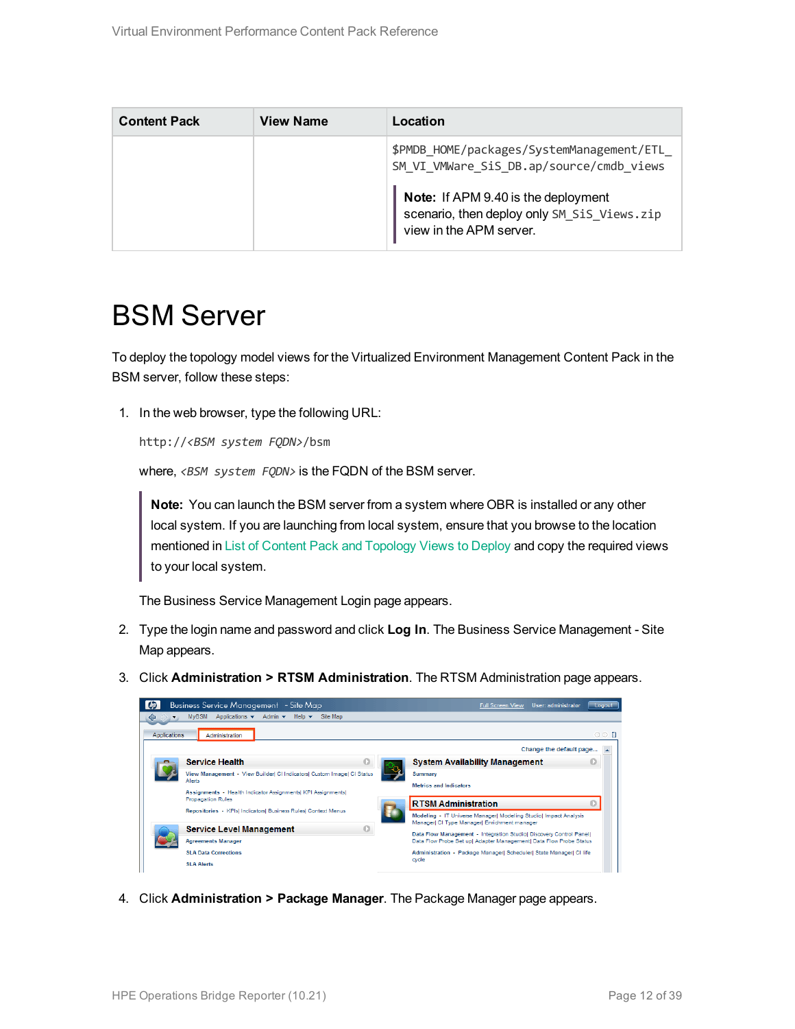| Content Pack | View Name | Location |
| --- | --- | --- |
| | | $PMDB_HOME/packages/SystemManagement/ETL_SM_VI_VMWare_SiS_DB.ap/source/cmdb_views<br><br>**Note:** If APM 9.40 is the deployment scenario, then deploy only SM_SiS_Views.zip view in the APM server. |

# BSM Server

To deploy the topology model views for the Virtualized Environment Management Content Pack in the BSM server, follow these steps:

1. In the web browser, type the following URL:

   ```
   http://<BSM system FQDN>/bsm
   ```

   where, *<BSM system FQDN>* is the FQDN of the BSM server.

   > **Note:** You can launch the BSM server from a system where OBR is installed or any other local system. If you are launching from local system, ensure that you browse to the location mentioned in List of Content Pack and Topology Views to Deploy and copy the required views to your local system.

   The Business Service Management Login page appears.

2. Type the login name and password and click **Log In**. The Business Service Management - Site Map appears.

3. Click **Administration > RTSM Administration**. The RTSM Administration page appears.

4. Click **Administration > Package Manager**. The Package Manager page appears.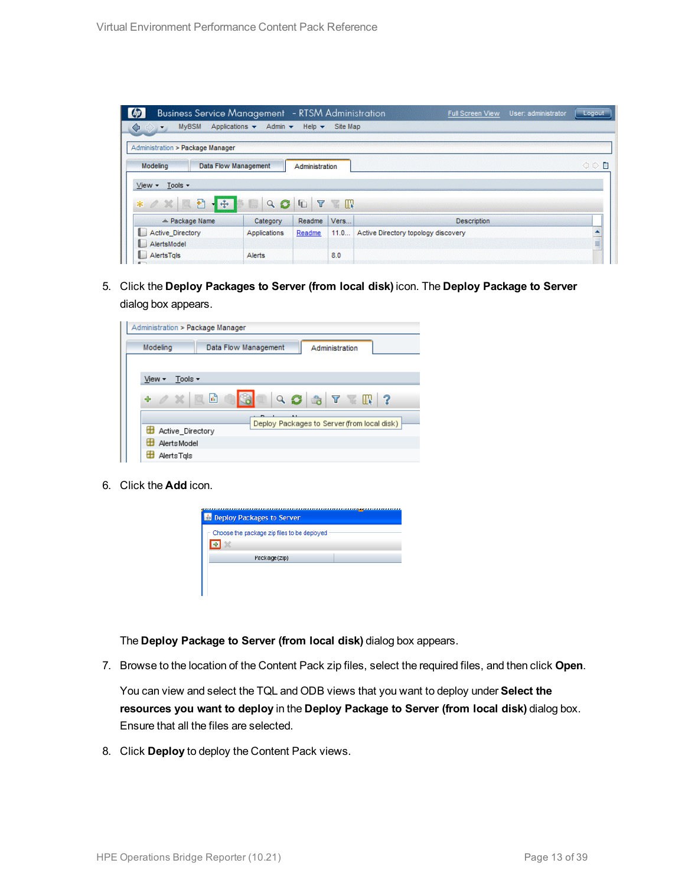5. Click the **Deploy Packages to Server (from local disk)** icon. The **Deploy Package to Server** dialog box appears.

6. Click the **Add** icon.

   The **Deploy Package to Server (from local disk)** dialog box appears.

7. Browse to the location of the Content Pack zip files, select the required files, and then click **Open**.

   You can view and select the TQL and ODB views that you want to deploy under **Select the resources you want to deploy** in the **Deploy Package to Server (from local disk)** dialog box. Ensure that all the files are selected.

8. Click **Deploy** to deploy the Content Pack views.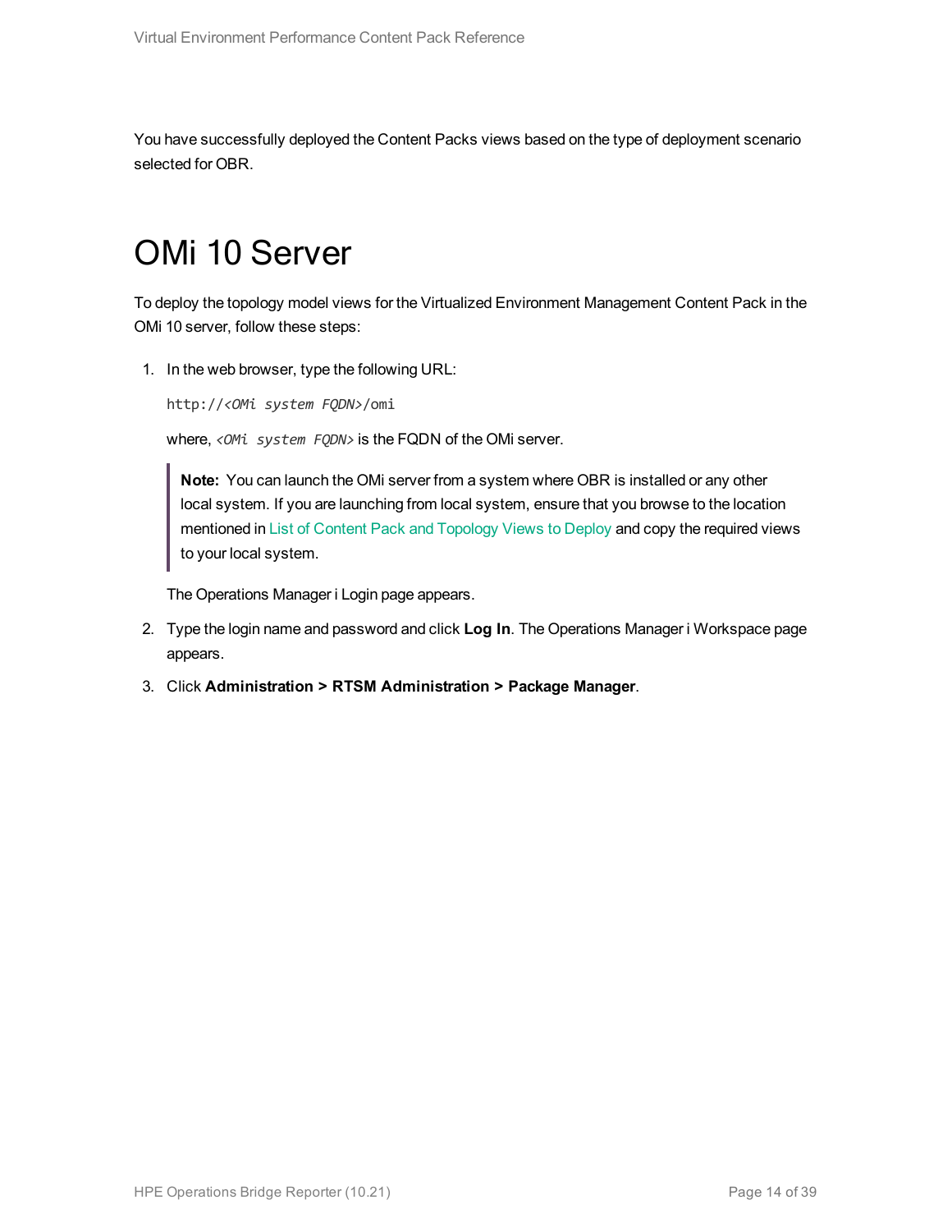You have successfully deployed the Content Packs views based on the type of deployment scenario selected for OBR.

# OMi 10 Server

To deploy the topology model views for the Virtualized Environment Management Content Pack in the OMi 10 server, follow these steps:

1. In the web browser, type the following URL:

   `http://<OMi system FQDN>/omi`

   where, *<OMi system FQDN>* is the FQDN of the OMi server.

   > **Note:** You can launch the OMi server from a system where OBR is installed or any other local system. If you are launching from local system, ensure that you browse to the location mentioned in List of Content Pack and Topology Views to Deploy and copy the required views to your local system.

   The Operations Manager i Login page appears.

2. Type the login name and password and click **Log In**. The Operations Manager i Workspace page appears.
3. Click **Administration > RTSM Administration > Package Manager**.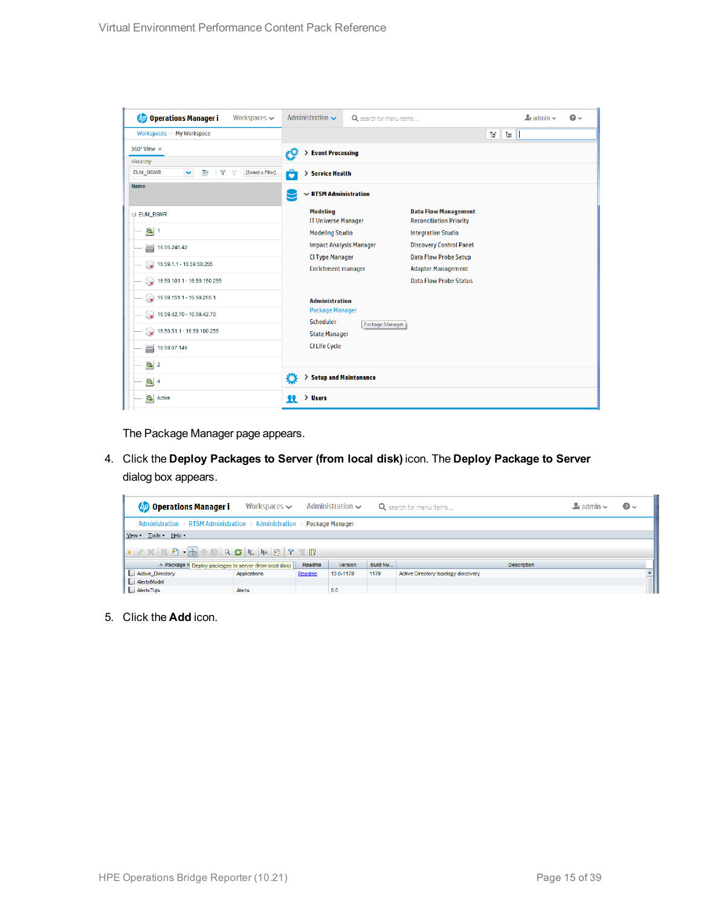The Package Manager page appears.

4. Click the **Deploy Packages to Server (from local disk)** icon. The **Deploy Package to Server** dialog box appears.

5. Click the **Add** icon.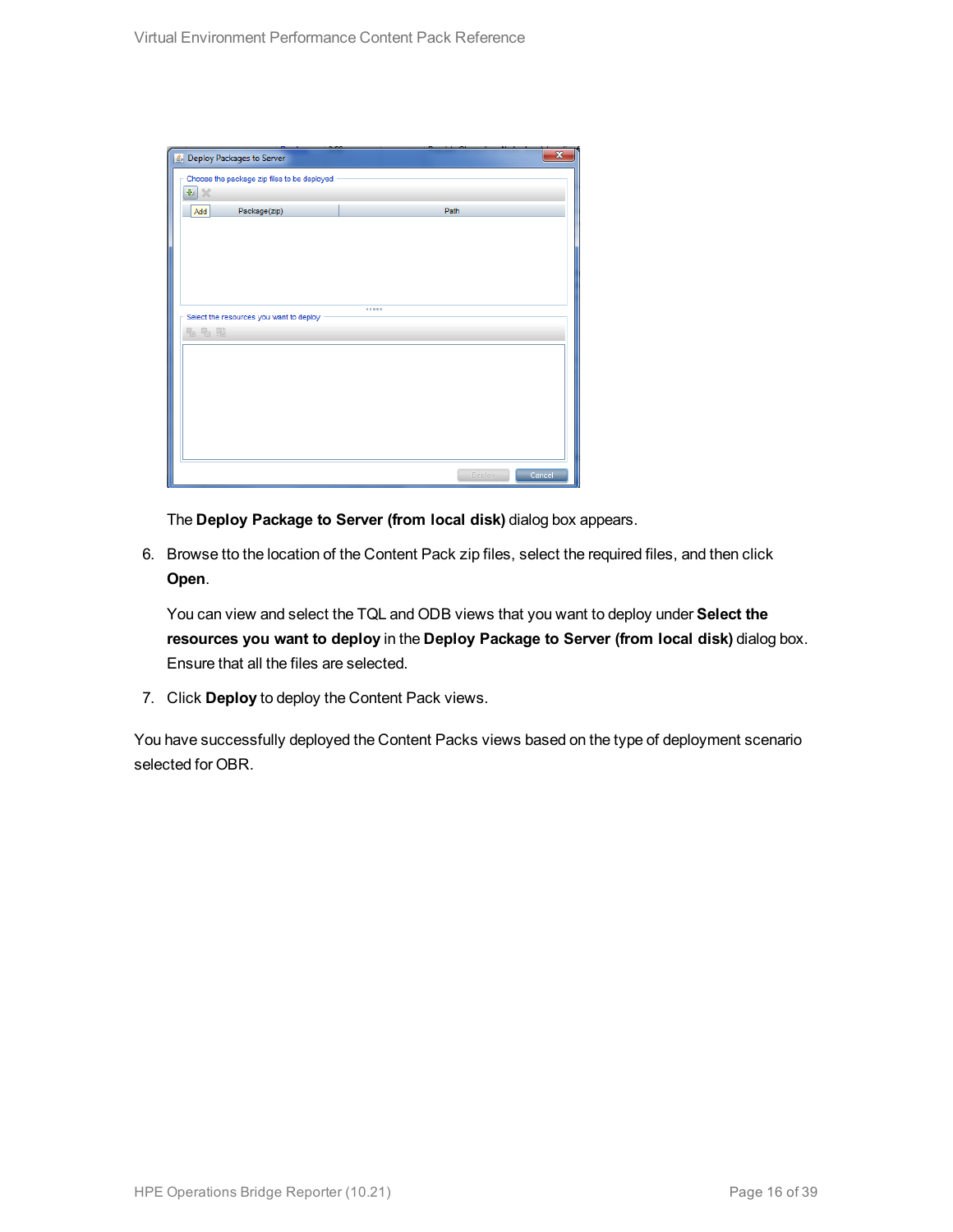The **Deploy Package to Server (from local disk)** dialog box appears.

6. Browse tto the location of the Content Pack zip files, select the required files, and then click **Open**.

   You can view and select the TQL and ODB views that you want to deploy under **Select the resources you want to deploy** in the **Deploy Package to Server (from local disk)** dialog box. Ensure that all the files are selected.

7. Click **Deploy** to deploy the Content Pack views.

You have successfully deployed the Content Packs views based on the type of deployment scenario selected for OBR.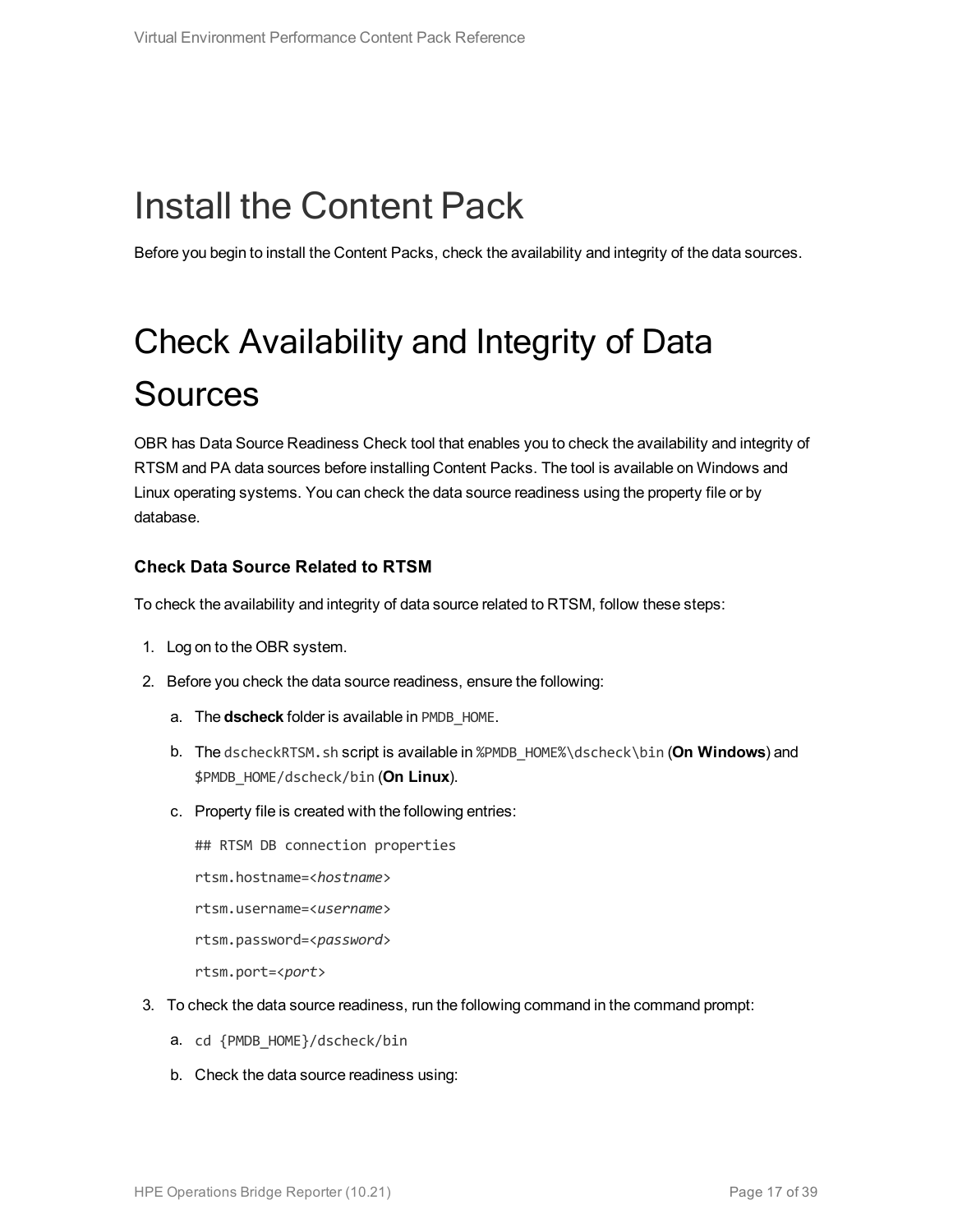# Install the Content Pack

Before you begin to install the Content Packs, check the availability and integrity of the data sources.

# Check Availability and Integrity of Data Sources

OBR has Data Source Readiness Check tool that enables you to check the availability and integrity of RTSM and PA data sources before installing Content Packs. The tool is available on Windows and Linux operating systems. You can check the data source readiness using the property file or by database.

### Check Data Source Related to RTSM

To check the availability and integrity of data source related to RTSM, follow these steps:

1. Log on to the OBR system.
2. Before you check the data source readiness, ensure the following:
   a. The **dscheck** folder is available in `PMDB_HOME`.
   b. The `dscheckRTSM.sh` script is available in `%PMDB_HOME%\dscheck\bin` (**On Windows**) and `$PMDB_HOME/dscheck/bin` (**On Linux**).
   c. Property file is created with the following entries:

      ```
      ## RTSM DB connection properties
      rtsm.hostname=<hostname>
      rtsm.username=<username>
      rtsm.password=<password>
      rtsm.port=<port>
      ```
3. To check the data source readiness, run the following command in the command prompt:
   a. `cd {PMDB_HOME}/dscheck/bin`
   b. Check the data source readiness using: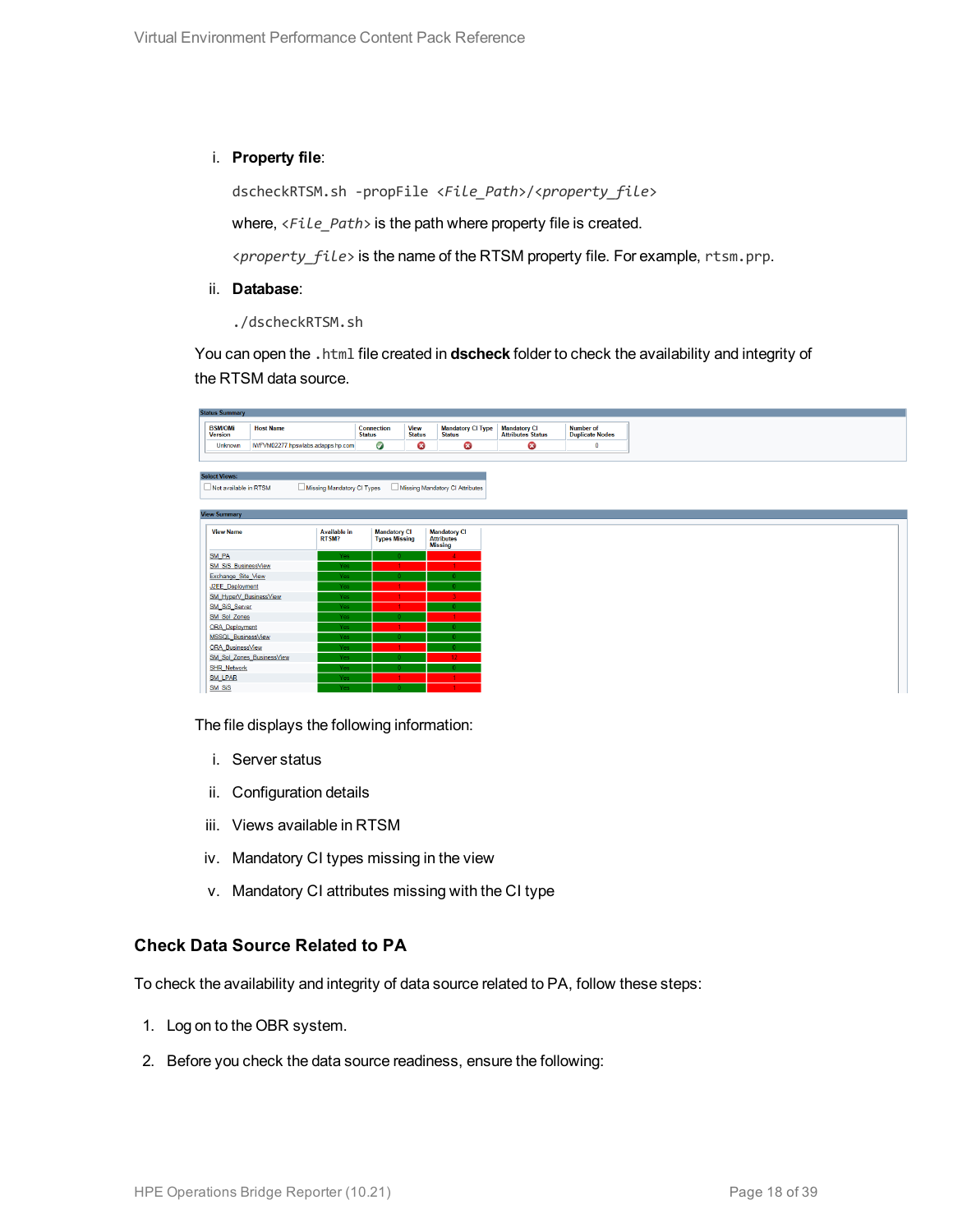i. **Property file**:

```
dscheckRTSM.sh -propFile <File_Path>/<property_file>
```

where, *<File_Path>* is the path where property file is created.

*<property_file>* is the name of the RTSM property file. For example, `rtsm.prp`.

ii. **Database**:

```
./dscheckRTSM.sh
```

You can open the `.html` file created in **dscheck** folder to check the availability and integrity of the RTSM data source.

The file displays the following information:

i. Server status

ii. Configuration details

iii. Views available in RTSM

iv. Mandatory CI types missing in the view

v. Mandatory CI attributes missing with the CI type

### Check Data Source Related to PA

To check the availability and integrity of data source related to PA, follow these steps:

1. Log on to the OBR system.
2. Before you check the data source readiness, ensure the following: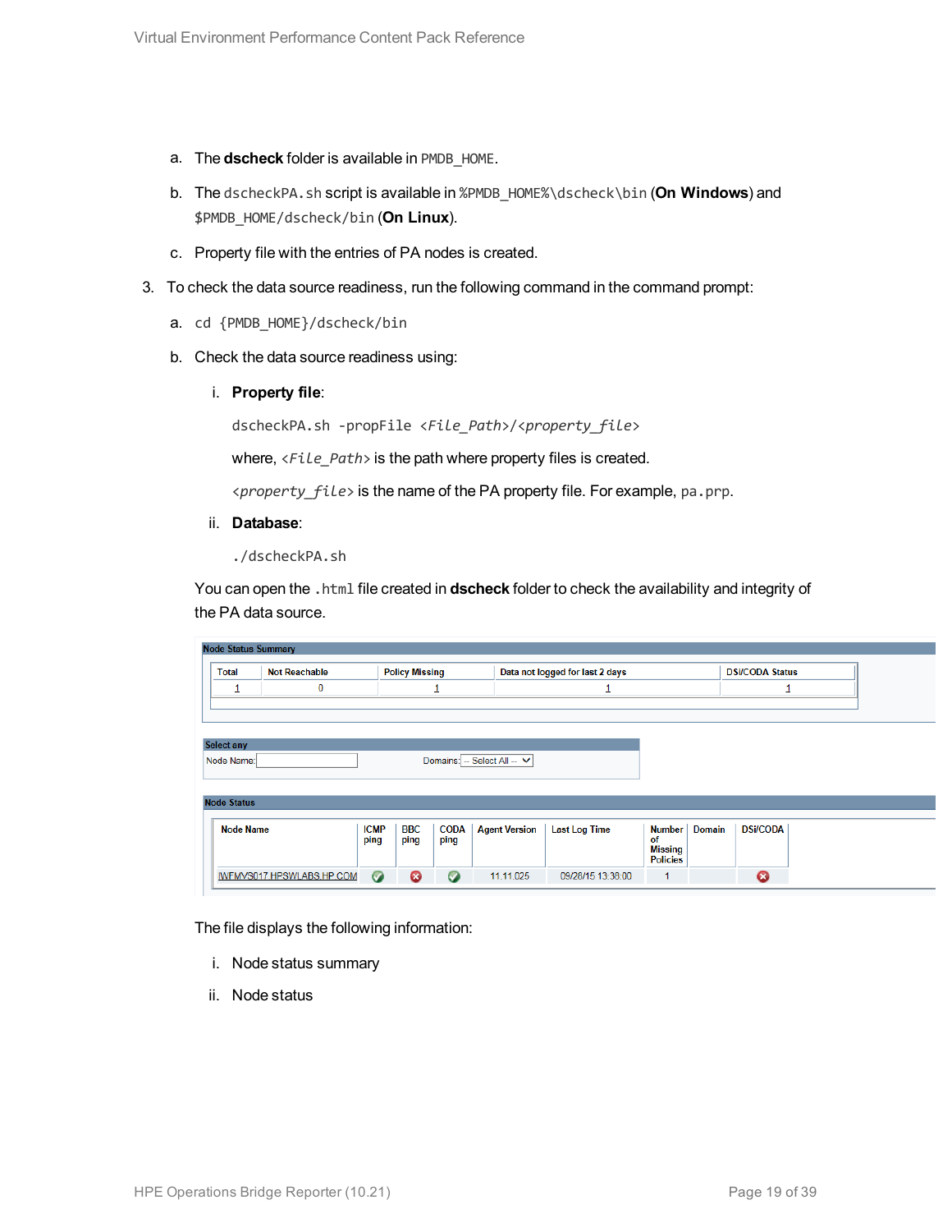a. The **dscheck** folder is available in `PMDB_HOME`.

b. The `dscheckPA.sh` script is available in `%PMDB_HOME%\dscheck\bin` (**On Windows**) and `$PMDB_HOME/dscheck/bin` (**On Linux**).

c. Property file with the entries of PA nodes is created.

3. To check the data source readiness, run the following command in the command prompt:

   a. `cd {PMDB_HOME}/dscheck/bin`

   b. Check the data source readiness using:

      i. **Property file**:

      ```
      dscheckPA.sh -propFile <File_Path>/<property_file>
      ```

      where, *<File_Path>* is the path where property files is created.

      *<property_file>* is the name of the PA property file. For example, `pa.prp`.

      ii. **Database**:

      ```
      ./dscheckPA.sh
      ```

   You can open the `.html` file created in **dscheck** folder to check the availability and integrity of the PA data source.

   **Node Status Summary**

   | Total | Not Reachable | Policy Missing | Data not logged for last 2 days | DSI/CODA Status |
   |---|---|---|---|---|
   | 1 | 0 | 1 | 1 | 1 |

   **Select any**

   Node Name: Domains: -- Select All --

   **Node Status**

   | Node Name | ICMP ping | BBC ping | CODA ping | Agent Version | Last Log Time | Number of Missing Policies | Domain | DSI/CODA |
   |---|---|---|---|---|---|---|---|---|
   | IWFMVS017.HPSWLABS.HP.COM | ✔ | ✖ | ✔ | 11.11.025 | 09/26/15 13:36:00 | 1 | | ✖ |

   The file displays the following information:

   i. Node status summary

   ii. Node status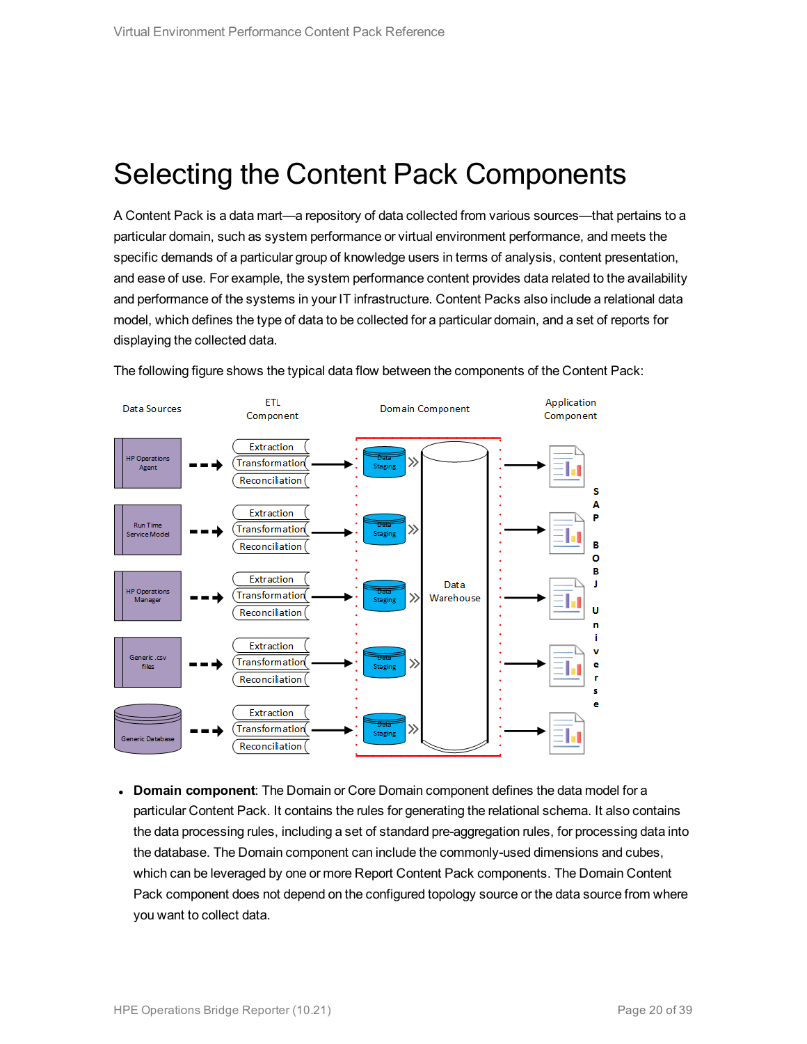# Selecting the Content Pack Components

A Content Pack is a data mart—a repository of data collected from various sources—that pertains to a particular domain, such as system performance or virtual environment performance, and meets the specific demands of a particular group of knowledge users in terms of analysis, content presentation, and ease of use. For example, the system performance content provides data related to the availability and performance of the systems in your IT infrastructure. Content Packs also include a relational data model, which defines the type of data to be collected for a particular domain, and a set of reports for displaying the collected data.

The following figure shows the typical data flow between the components of the Content Pack:

- **Domain component**: The Domain or Core Domain component defines the data model for a particular Content Pack. It contains the rules for generating the relational schema. It also contains the data processing rules, including a set of standard pre-aggregation rules, for processing data into the database. The Domain component can include the commonly-used dimensions and cubes, which can be leveraged by one or more Report Content Pack components. The Domain Content Pack component does not depend on the configured topology source or the data source from where you want to collect data.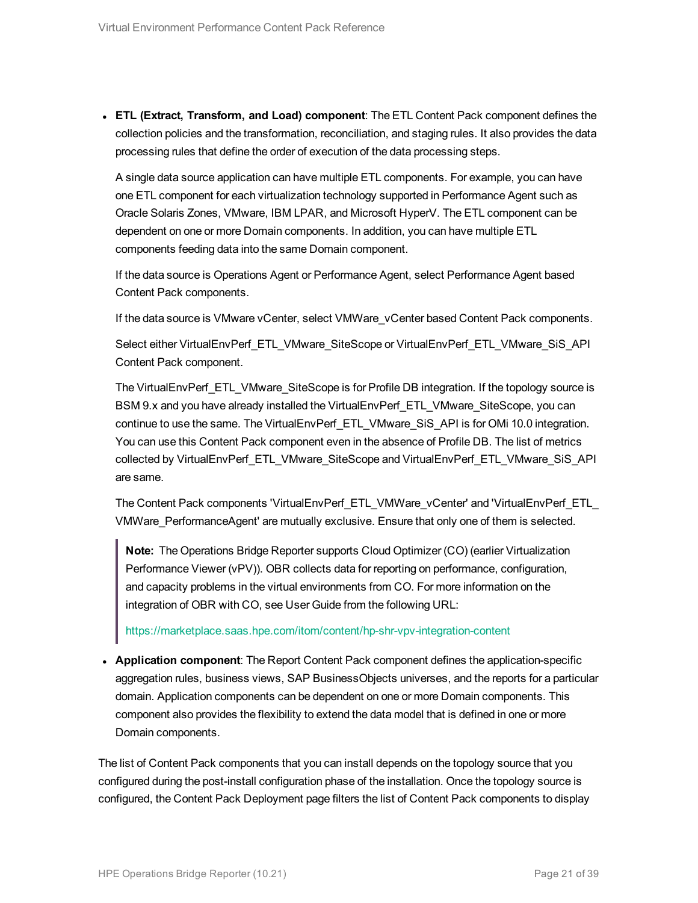- **ETL (Extract, Transform, and Load) component**: The ETL Content Pack component defines the collection policies and the transformation, reconciliation, and staging rules. It also provides the data processing rules that define the order of execution of the data processing steps.

  A single data source application can have multiple ETL components. For example, you can have one ETL component for each virtualization technology supported in Performance Agent such as Oracle Solaris Zones, VMware, IBM LPAR, and Microsoft HyperV. The ETL component can be dependent on one or more Domain components. In addition, you can have multiple ETL components feeding data into the same Domain component.

  If the data source is Operations Agent or Performance Agent, select Performance Agent based Content Pack components.

  If the data source is VMware vCenter, select VMWare_vCenter based Content Pack components.

  Select either VirtualEnvPerf_ETL_VMware_SiteScope or VirtualEnvPerf_ETL_VMware_SiS_API Content Pack component.

  The VirtualEnvPerf_ETL_VMware_SiteScope is for Profile DB integration. If the topology source is BSM 9.x and you have already installed the VirtualEnvPerf_ETL_VMware_SiteScope, you can continue to use the same. The VirtualEnvPerf_ETL_VMware_SiS_API is for OMi 10.0 integration. You can use this Content Pack component even in the absence of Profile DB. The list of metrics collected by VirtualEnvPerf_ETL_VMware_SiteScope and VirtualEnvPerf_ETL_VMware_SiS_API are same.

  The Content Pack components 'VirtualEnvPerf_ETL_VMWare_vCenter' and 'VirtualEnvPerf_ETL_VMWare_PerformanceAgent' are mutually exclusive. Ensure that only one of them is selected.

  > **Note:** The Operations Bridge Reporter supports Cloud Optimizer (CO) (earlier Virtualization Performance Viewer (vPV)). OBR collects data for reporting on performance, configuration, and capacity problems in the virtual environments from CO. For more information on the integration of OBR with CO, see User Guide from the following URL:
  >
  > https://marketplace.saas.hpe.com/itom/content/hp-shr-vpv-integration-content

- **Application component**: The Report Content Pack component defines the application-specific aggregation rules, business views, SAP BusinessObjects universes, and the reports for a particular domain. Application components can be dependent on one or more Domain components. This component also provides the flexibility to extend the data model that is defined in one or more Domain components.

The list of Content Pack components that you can install depends on the topology source that you configured during the post-install configuration phase of the installation. Once the topology source is configured, the Content Pack Deployment page filters the list of Content Pack components to display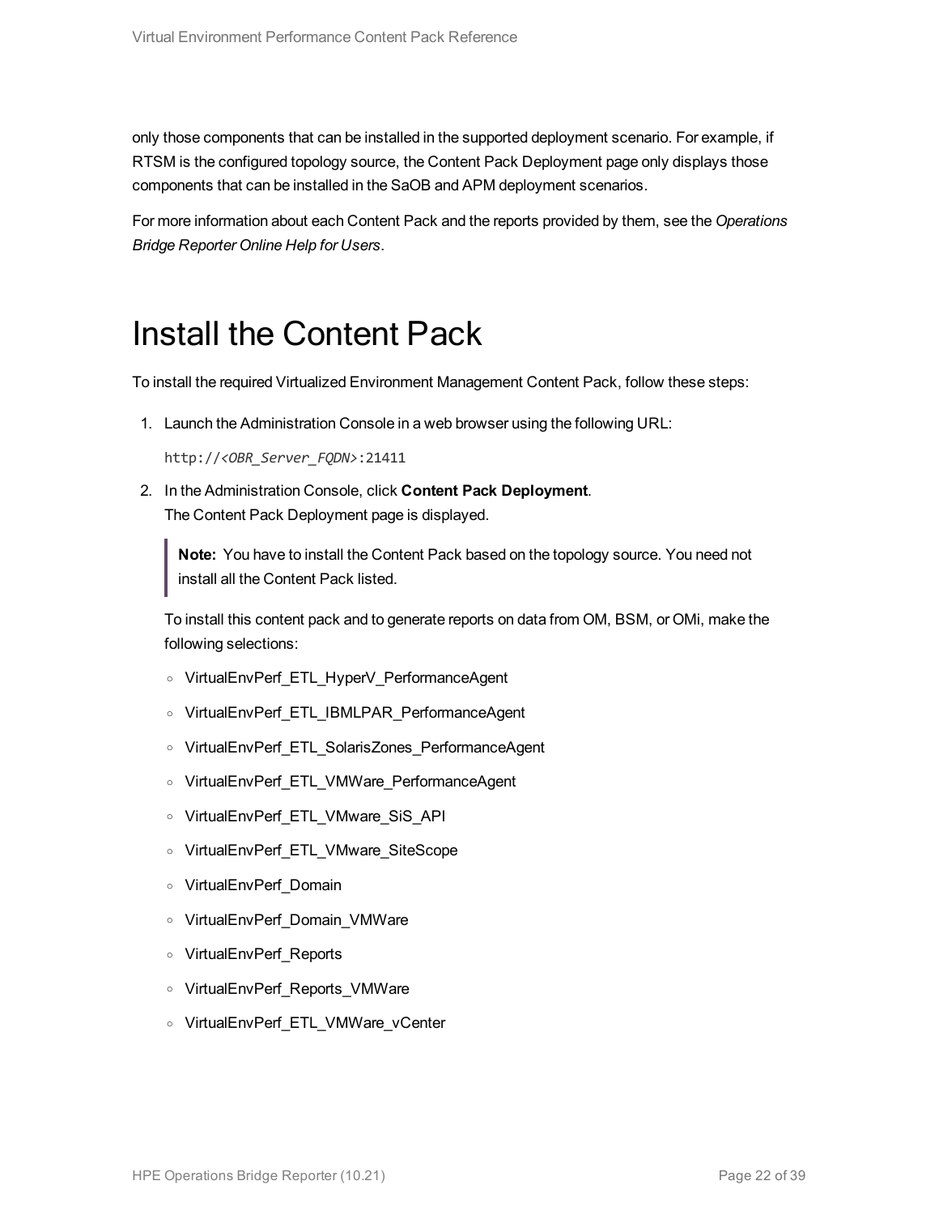only those components that can be installed in the supported deployment scenario. For example, if RTSM is the configured topology source, the Content Pack Deployment page only displays those components that can be installed in the SaOB and APM deployment scenarios.

For more information about each Content Pack and the reports provided by them, see the *Operations Bridge Reporter Online Help for Users*.

# Install the Content Pack

To install the required Virtualized Environment Management Content Pack, follow these steps:

1. Launch the Administration Console in a web browser using the following URL:

   `http://<OBR_Server_FQDN>:21411`

2. In the Administration Console, click **Content Pack Deployment**.
   The Content Pack Deployment page is displayed.

   > **Note:** You have to install the Content Pack based on the topology source. You need not install all the Content Pack listed.

   To install this content pack and to generate reports on data from OM, BSM, or OMi, make the following selections:

   - VirtualEnvPerf_ETL_HyperV_PerformanceAgent
   - VirtualEnvPerf_ETL_IBMLPAR_PerformanceAgent
   - VirtualEnvPerf_ETL_SolarisZones_PerformanceAgent
   - VirtualEnvPerf_ETL_VMWare_PerformanceAgent
   - VirtualEnvPerf_ETL_VMware_SiS_API
   - VirtualEnvPerf_ETL_VMware_SiteScope
   - VirtualEnvPerf_Domain
   - VirtualEnvPerf_Domain_VMWare
   - VirtualEnvPerf_Reports
   - VirtualEnvPerf_Reports_VMWare
   - VirtualEnvPerf_ETL_VMWare_vCenter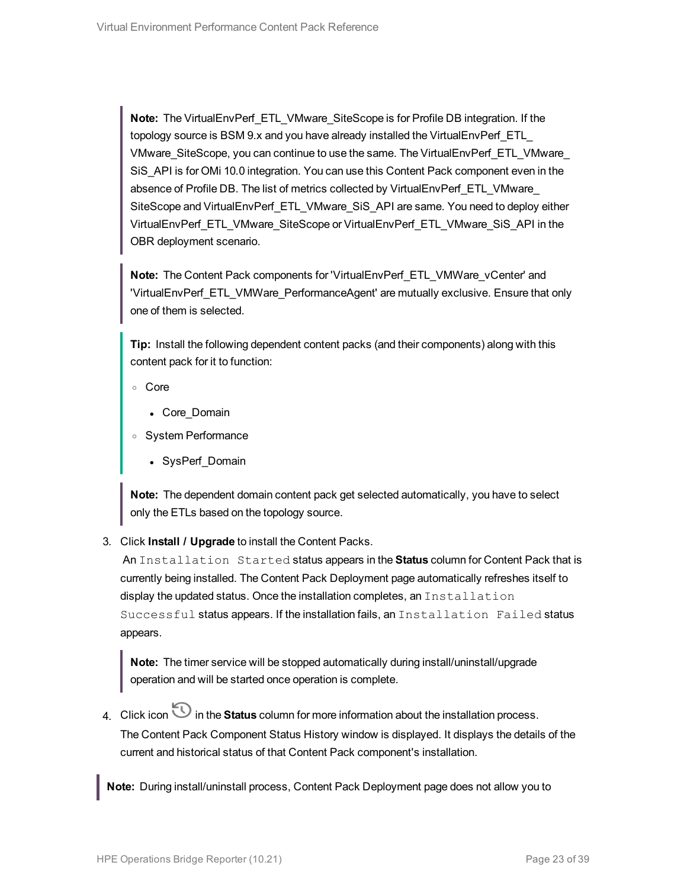> **Note:** The VirtualEnvPerf_ETL_VMware_SiteScope is for Profile DB integration. If the topology source is BSM 9.x and you have already installed the VirtualEnvPerf_ETL_VMware_SiteScope, you can continue to use the same. The VirtualEnvPerf_ETL_VMware_SiS_API is for OMi 10.0 integration. You can use this Content Pack component even in the absence of Profile DB. The list of metrics collected by VirtualEnvPerf_ETL_VMware_SiteScope and VirtualEnvPerf_ETL_VMware_SiS_API are same. You need to deploy either VirtualEnvPerf_ETL_VMware_SiteScope or VirtualEnvPerf_ETL_VMware_SiS_API in the OBR deployment scenario.

> **Note:** The Content Pack components for 'VirtualEnvPerf_ETL_VMWare_vCenter' and 'VirtualEnvPerf_ETL_VMWare_PerformanceAgent' are mutually exclusive. Ensure that only one of them is selected.

> **Tip:** Install the following dependent content packs (and their components) along with this content pack for it to function:
>
> - Core
>   - Core_Domain
> - System Performance
>   - SysPerf_Domain

> **Note:** The dependent domain content pack get selected automatically, you have to select only the ETLs based on the topology source.

3. Click **Install / Upgrade** to install the Content Packs.
   An `Installation Started` status appears in the **Status** column for Content Pack that is currently being installed. The Content Pack Deployment page automatically refreshes itself to display the updated status. Once the installation completes, an `Installation Successful` status appears. If the installation fails, an `Installation Failed` status appears.

   > **Note:** The timer service will be stopped automatically during install/uninstall/upgrade operation and will be started once operation is complete.

4. Click icon in the **Status** column for more information about the installation process.
   The Content Pack Component Status History window is displayed. It displays the details of the current and historical status of that Content Pack component's installation.

> **Note:** During install/uninstall process, Content Pack Deployment page does not allow you to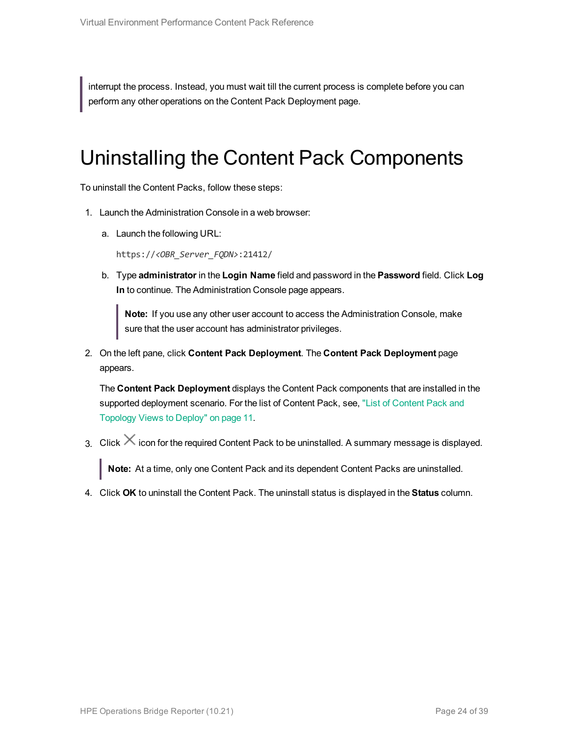> interrupt the process. Instead, you must wait till the current process is complete before you can perform any other operations on the Content Pack Deployment page.

# Uninstalling the Content Pack Components

To uninstall the Content Packs, follow these steps:

1. Launch the Administration Console in a web browser:

   a. Launch the following URL:

      `https://<OBR_Server_FQDN>:21412/`

   b. Type **administrator** in the **Login Name** field and password in the **Password** field. Click **Log In** to continue. The Administration Console page appears.

      > **Note:** If you use any other user account to access the Administration Console, make sure that the user account has administrator privileges.

2. On the left pane, click **Content Pack Deployment**. The **Content Pack Deployment** page appears.

   The **Content Pack Deployment** displays the Content Pack components that are installed in the supported deployment scenario. For the list of Content Pack, see, "List of Content Pack and Topology Views to Deploy" on page 11.

3. Click ✕ icon for the required Content Pack to be uninstalled. A summary message is displayed.

   > **Note:** At a time, only one Content Pack and its dependent Content Packs are uninstalled.

4. Click **OK** to uninstall the Content Pack. The uninstall status is displayed in the **Status** column.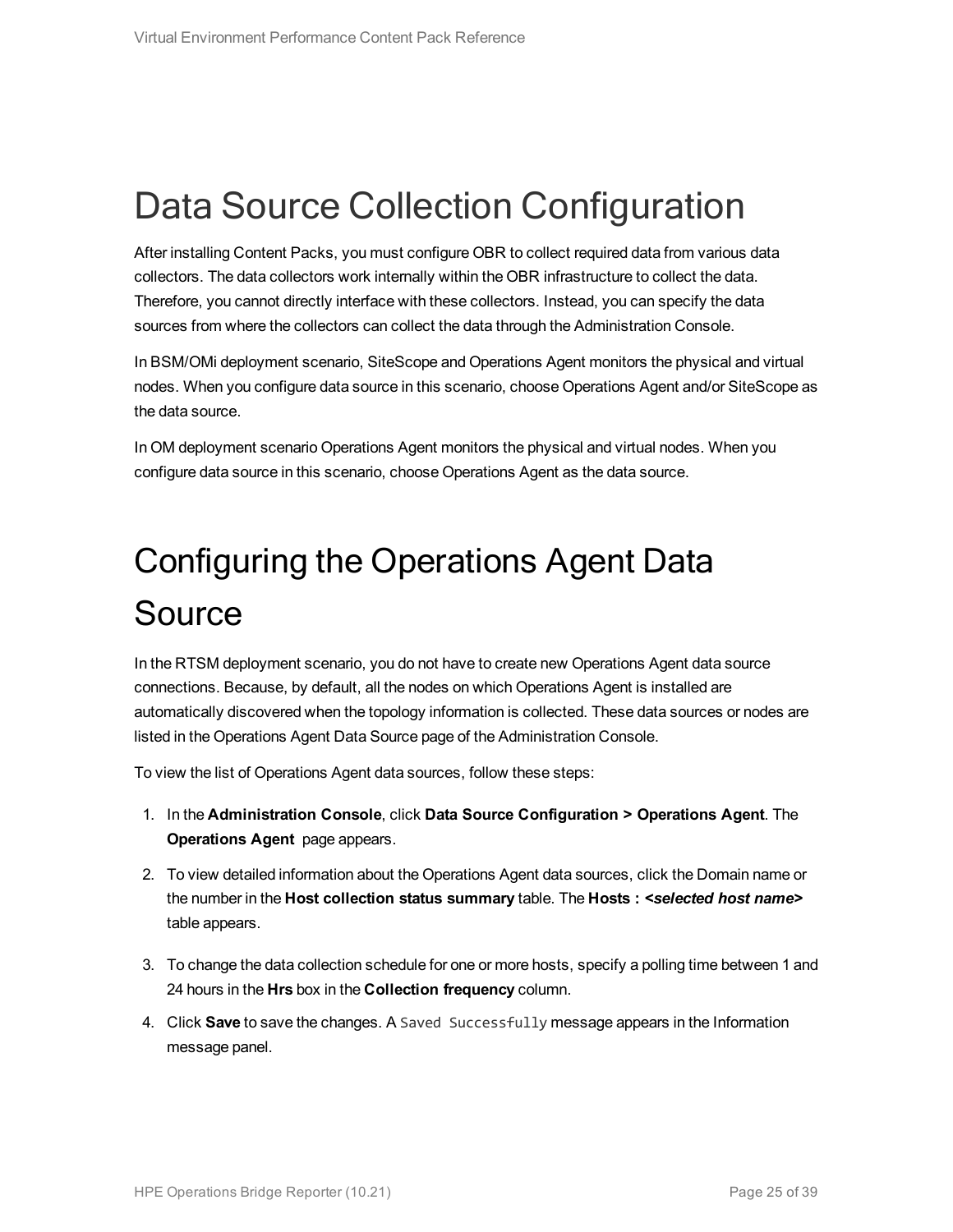# Data Source Collection Configuration

After installing Content Packs, you must configure OBR to collect required data from various data collectors. The data collectors work internally within the OBR infrastructure to collect the data. Therefore, you cannot directly interface with these collectors. Instead, you can specify the data sources from where the collectors can collect the data through the Administration Console.

In BSM/OMi deployment scenario, SiteScope and Operations Agent monitors the physical and virtual nodes. When you configure data source in this scenario, choose Operations Agent and/or SiteScope as the data source.

In OM deployment scenario Operations Agent monitors the physical and virtual nodes. When you configure data source in this scenario, choose Operations Agent as the data source.

# Configuring the Operations Agent Data Source

In the RTSM deployment scenario, you do not have to create new Operations Agent data source connections. Because, by default, all the nodes on which Operations Agent is installed are automatically discovered when the topology information is collected. These data sources or nodes are listed in the Operations Agent Data Source page of the Administration Console.

To view the list of Operations Agent data sources, follow these steps:

1. In the **Administration Console**, click **Data Source Configuration > Operations Agent**. The **Operations Agent** page appears.
2. To view detailed information about the Operations Agent data sources, click the Domain name or the number in the **Host collection status summary** table. The **Hosts : *<selected host name>*** table appears.
3. To change the data collection schedule for one or more hosts, specify a polling time between 1 and 24 hours in the **Hrs** box in the **Collection frequency** column.
4. Click **Save** to save the changes. A `Saved Successfully` message appears in the Information message panel.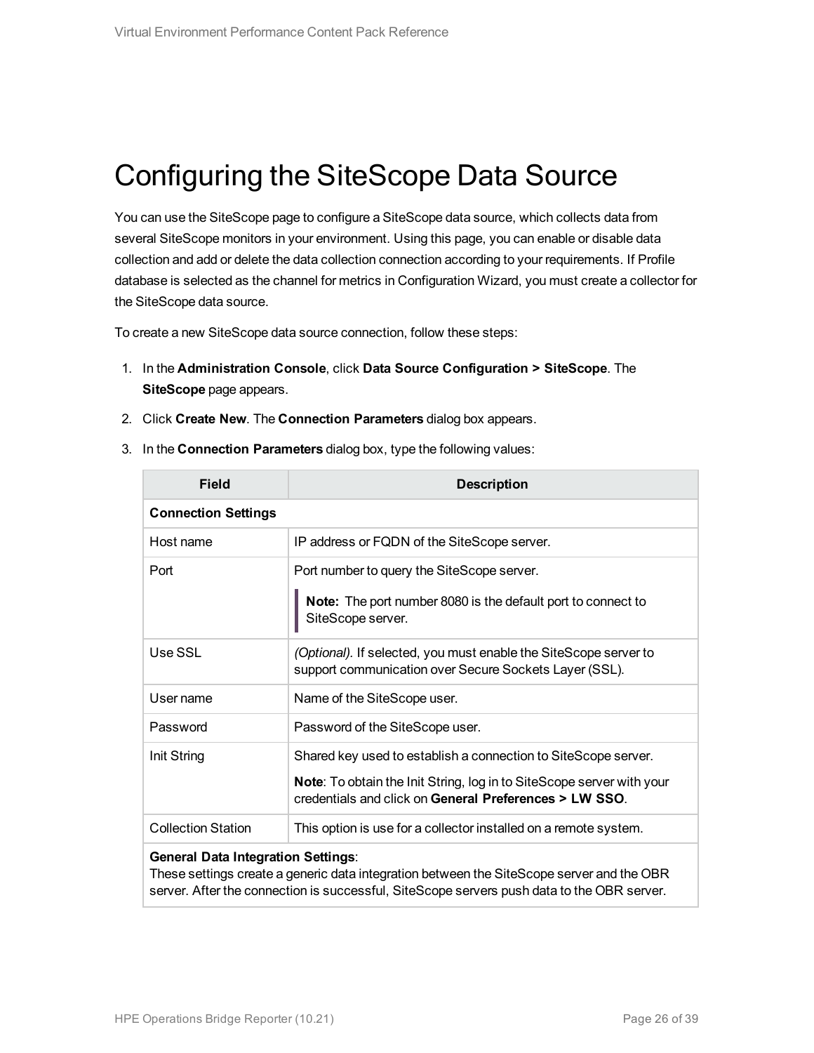# Configuring the SiteScope Data Source

You can use the SiteScope page to configure a SiteScope data source, which collects data from several SiteScope monitors in your environment. Using this page, you can enable or disable data collection and add or delete the data collection connection according to your requirements. If Profile database is selected as the channel for metrics in Configuration Wizard, you must create a collector for the SiteScope data source.

To create a new SiteScope data source connection, follow these steps:

1. In the **Administration Console**, click **Data Source Configuration > SiteScope**. The **SiteScope** page appears.
2. Click **Create New**. The **Connection Parameters** dialog box appears.
3. In the **Connection Parameters** dialog box, type the following values:

| Field | Description |
|---|---|
| **Connection Settings** | |
| Host name | IP address or FQDN of the SiteScope server. |
| Port | Port number to query the SiteScope server.<br><br>**Note:** The port number 8080 is the default port to connect to SiteScope server. |
| Use SSL | *(Optional).* If selected, you must enable the SiteScope server to support communication over Secure Sockets Layer (SSL). |
| User name | Name of the SiteScope user. |
| Password | Password of the SiteScope user. |
| Init String | Shared key used to establish a connection to SiteScope server.<br><br>**Note**: To obtain the Init String, log in to SiteScope server with your credentials and click on **General Preferences > LW SSO**. |
| Collection Station | This option is use for a collector installed on a remote system. |
| **General Data Integration Settings**:<br>These settings create a generic data integration between the SiteScope server and the OBR server. After the connection is successful, SiteScope servers push data to the OBR server. | |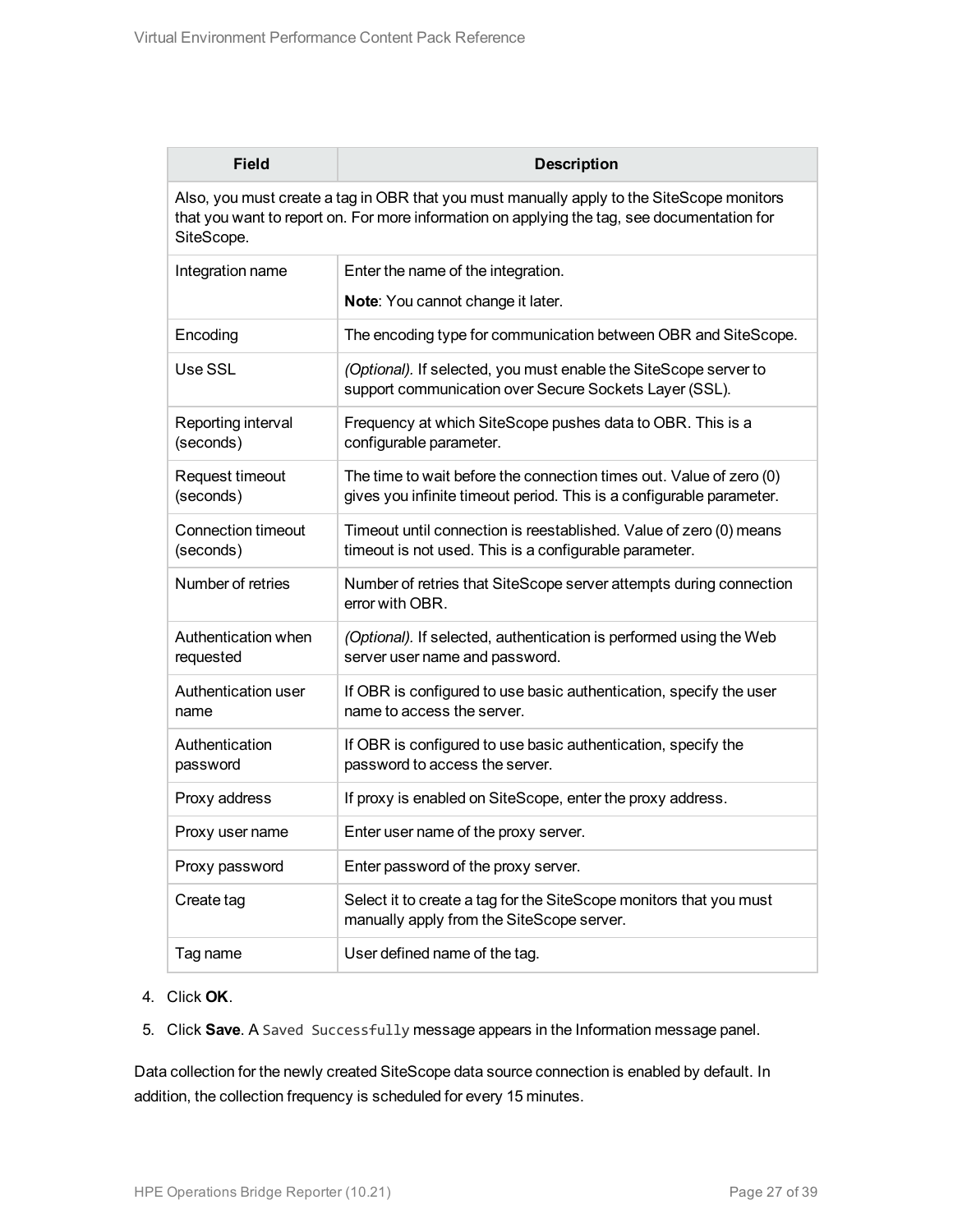| Field | Description |
| --- | --- |
| Also, you must create a tag in OBR that you must manually apply to the SiteScope monitors that you want to report on. For more information on applying the tag, see documentation for SiteScope. | |
| Integration name | Enter the name of the integration.<br><br>**Note**: You cannot change it later. |
| Encoding | The encoding type for communication between OBR and SiteScope. |
| Use SSL | *(Optional).* If selected, you must enable the SiteScope server to support communication over Secure Sockets Layer (SSL). |
| Reporting interval (seconds) | Frequency at which SiteScope pushes data to OBR. This is a configurable parameter. |
| Request timeout (seconds) | The time to wait before the connection times out. Value of zero (0) gives you infinite timeout period. This is a configurable parameter. |
| Connection timeout (seconds) | Timeout until connection is reestablished. Value of zero (0) means timeout is not used. This is a configurable parameter. |
| Number of retries | Number of retries that SiteScope server attempts during connection error with OBR. |
| Authentication when requested | *(Optional).* If selected, authentication is performed using the Web server user name and password. |
| Authentication user name | If OBR is configured to use basic authentication, specify the user name to access the server. |
| Authentication password | If OBR is configured to use basic authentication, specify the password to access the server. |
| Proxy address | If proxy is enabled on SiteScope, enter the proxy address. |
| Proxy user name | Enter user name of the proxy server. |
| Proxy password | Enter password of the proxy server. |
| Create tag | Select it to create a tag for the SiteScope monitors that you must manually apply from the SiteScope server. |
| Tag name | User defined name of the tag. |

4. Click **OK**.
5. Click **Save**. A `Saved Successfully` message appears in the Information message panel.

Data collection for the newly created SiteScope data source connection is enabled by default. In addition, the collection frequency is scheduled for every 15 minutes.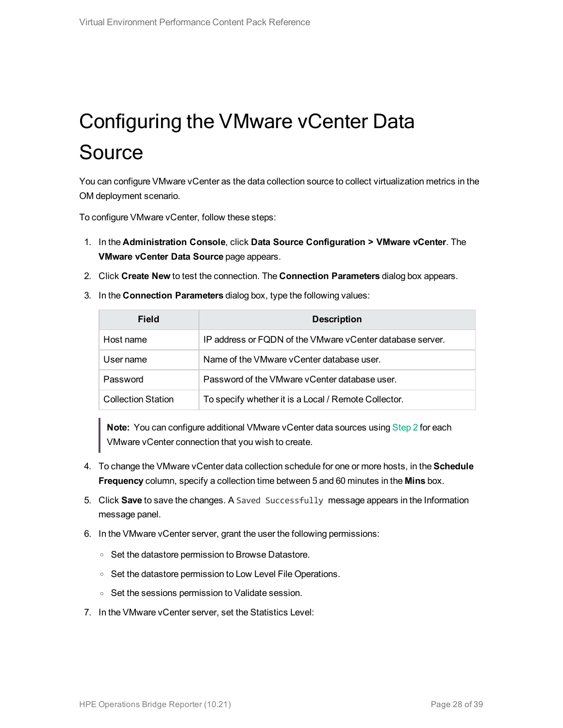# Configuring the VMware vCenter Data Source

You can configure VMware vCenter as the data collection source to collect virtualization metrics in the OM deployment scenario.

To configure VMware vCenter, follow these steps:

1. In the **Administration Console**, click **Data Source Configuration > VMware vCenter**. The **VMware vCenter Data Source** page appears.
2. Click **Create New** to test the connection. The **Connection Parameters** dialog box appears.
3. In the **Connection Parameters** dialog box, type the following values:

   | Field | Description |
   | --- | --- |
   | Host name | IP address or FQDN of the VMware vCenter database server. |
   | User name | Name of the VMware vCenter database user. |
   | Password | Password of the VMware vCenter database user. |
   | Collection Station | To specify whether it is a Local / Remote Collector. |

   > **Note:** You can configure additional VMware vCenter data sources using Step 2 for each VMware vCenter connection that you wish to create.

4. To change the VMware vCenter data collection schedule for one or more hosts, in the **Schedule Frequency** column, specify a collection time between 5 and 60 minutes in the **Mins** box.
5. Click **Save** to save the changes. A `Saved Successfully` message appears in the Information message panel.
6. In the VMware vCenter server, grant the user the following permissions:
   - Set the datastore permission to Browse Datastore.
   - Set the datastore permission to Low Level File Operations.
   - Set the sessions permission to Validate session.
7. In the VMware vCenter server, set the Statistics Level: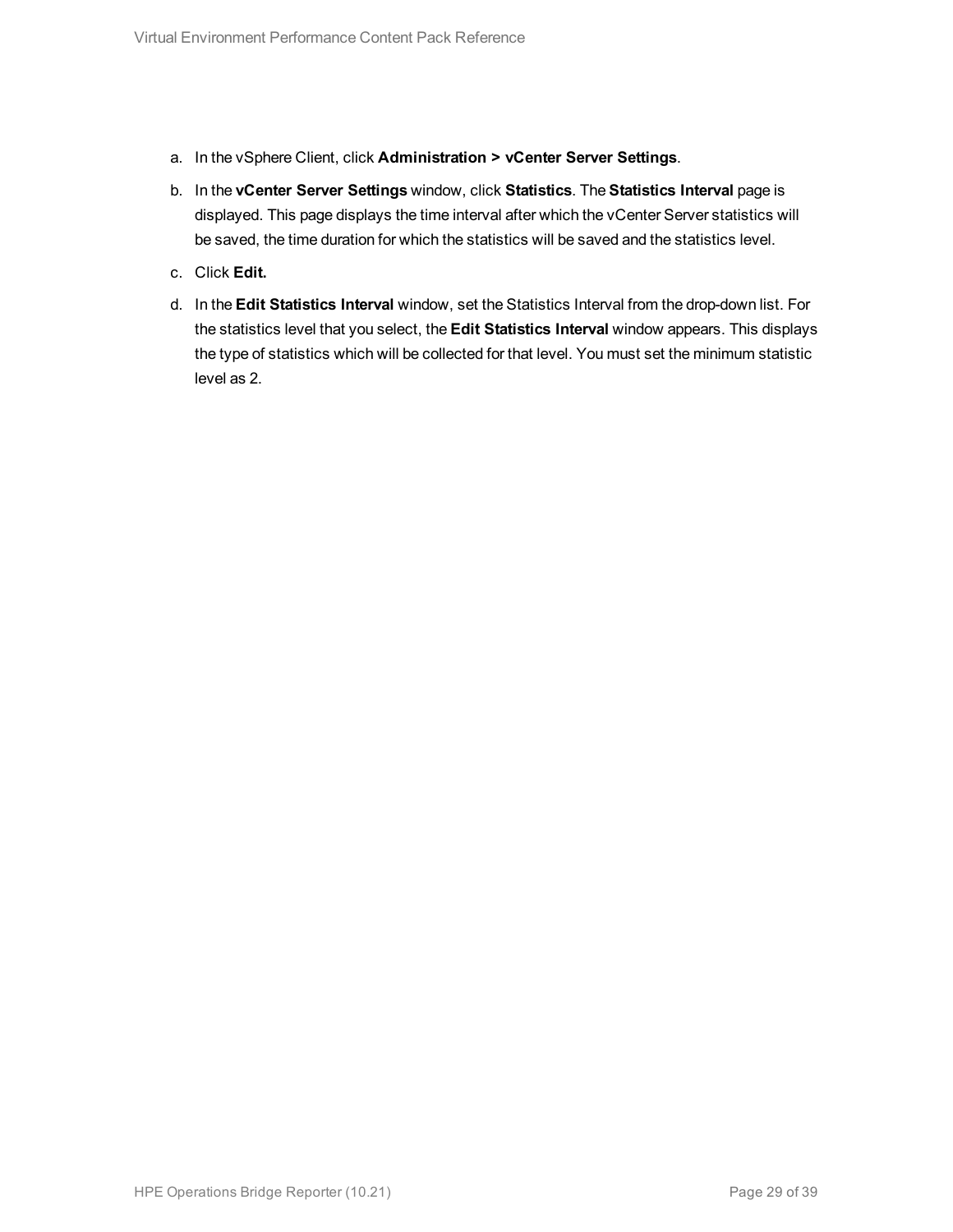a. In the vSphere Client, click **Administration > vCenter Server Settings**.

b. In the **vCenter Server Settings** window, click **Statistics**. The **Statistics Interval** page is displayed. This page displays the time interval after which the vCenter Server statistics will be saved, the time duration for which the statistics will be saved and the statistics level.

c. Click **Edit.**

d. In the **Edit Statistics Interval** window, set the Statistics Interval from the drop-down list. For the statistics level that you select, the **Edit Statistics Interval** window appears. This displays the type of statistics which will be collected for that level. You must set the minimum statistic level as 2.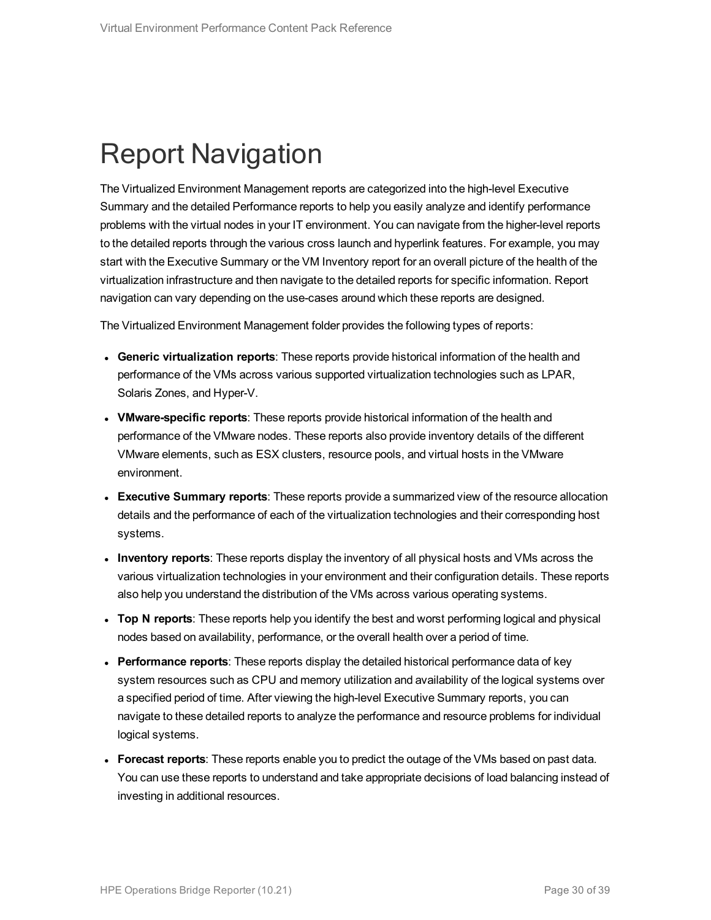# Report Navigation

The Virtualized Environment Management reports are categorized into the high-level Executive Summary and the detailed Performance reports to help you easily analyze and identify performance problems with the virtual nodes in your IT environment. You can navigate from the higher-level reports to the detailed reports through the various cross launch and hyperlink features. For example, you may start with the Executive Summary or the VM Inventory report for an overall picture of the health of the virtualization infrastructure and then navigate to the detailed reports for specific information. Report navigation can vary depending on the use-cases around which these reports are designed.

The Virtualized Environment Management folder provides the following types of reports:

- **Generic virtualization reports**: These reports provide historical information of the health and performance of the VMs across various supported virtualization technologies such as LPAR, Solaris Zones, and Hyper-V.
- **VMware-specific reports**: These reports provide historical information of the health and performance of the VMware nodes. These reports also provide inventory details of the different VMware elements, such as ESX clusters, resource pools, and virtual hosts in the VMware environment.
- **Executive Summary reports**: These reports provide a summarized view of the resource allocation details and the performance of each of the virtualization technologies and their corresponding host systems.
- **Inventory reports**: These reports display the inventory of all physical hosts and VMs across the various virtualization technologies in your environment and their configuration details. These reports also help you understand the distribution of the VMs across various operating systems.
- **Top N reports**: These reports help you identify the best and worst performing logical and physical nodes based on availability, performance, or the overall health over a period of time.
- **Performance reports**: These reports display the detailed historical performance data of key system resources such as CPU and memory utilization and availability of the logical systems over a specified period of time. After viewing the high-level Executive Summary reports, you can navigate to these detailed reports to analyze the performance and resource problems for individual logical systems.
- **Forecast reports**: These reports enable you to predict the outage of the VMs based on past data. You can use these reports to understand and take appropriate decisions of load balancing instead of investing in additional resources.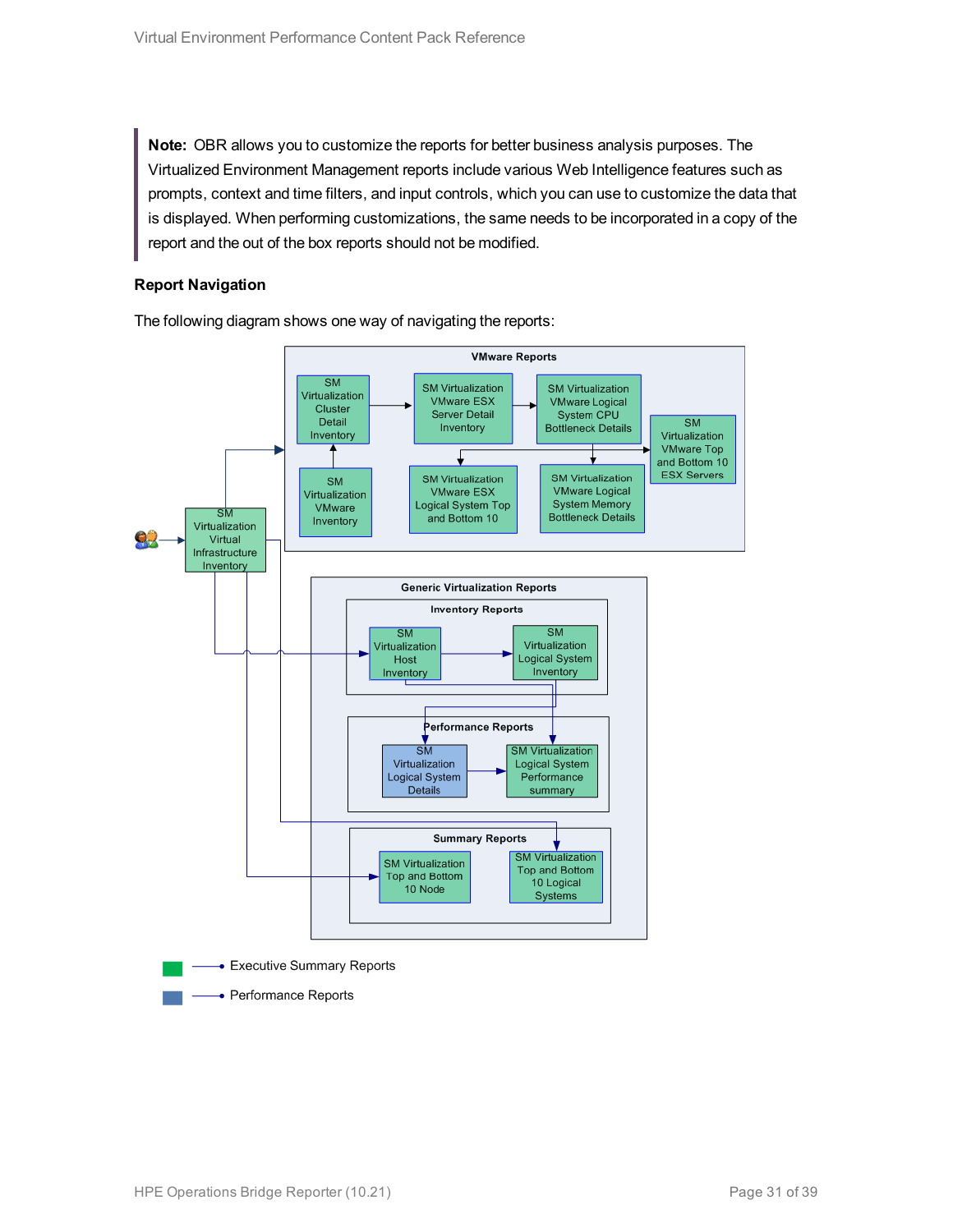> **Note:** OBR allows you to customize the reports for better business analysis purposes. The Virtualized Environment Management reports include various Web Intelligence features such as prompts, context and time filters, and input controls, which you can use to customize the data that is displayed. When performing customizations, the same needs to be incorporated in a copy of the report and the out of the box reports should not be modified.

### Report Navigation

The following diagram shows one way of navigating the reports:

VMware Reports

- SM Virtualization Cluster Detail Inventory
- SM Virtualization VMware ESX Server Detail Inventory
- SM Virtualization VMware Logical System CPU Bottleneck Details
- SM Virtualization VMware Top and Bottom 10 ESX Servers
- SM Virtualization VMware Inventory
- SM Virtualization VMware ESX Logical System Top and Bottom 10
- SM Virtualization VMware Logical System Memory Bottleneck Details

SM Virtualization Virtual Infrastructure Inventory

Generic Virtualization Reports

Inventory Reports

- SM Virtualization Host Inventory
- SM Virtualization Logical System Inventory

Performance Reports

- SM Virtualization Logical System Details
- SM Virtualization Logical System Performance summary

Summary Reports

- SM Virtualization Top and Bottom 10 Node
- SM Virtualization Top and Bottom 10 Logical Systems

Executive Summary Reports

Performance Reports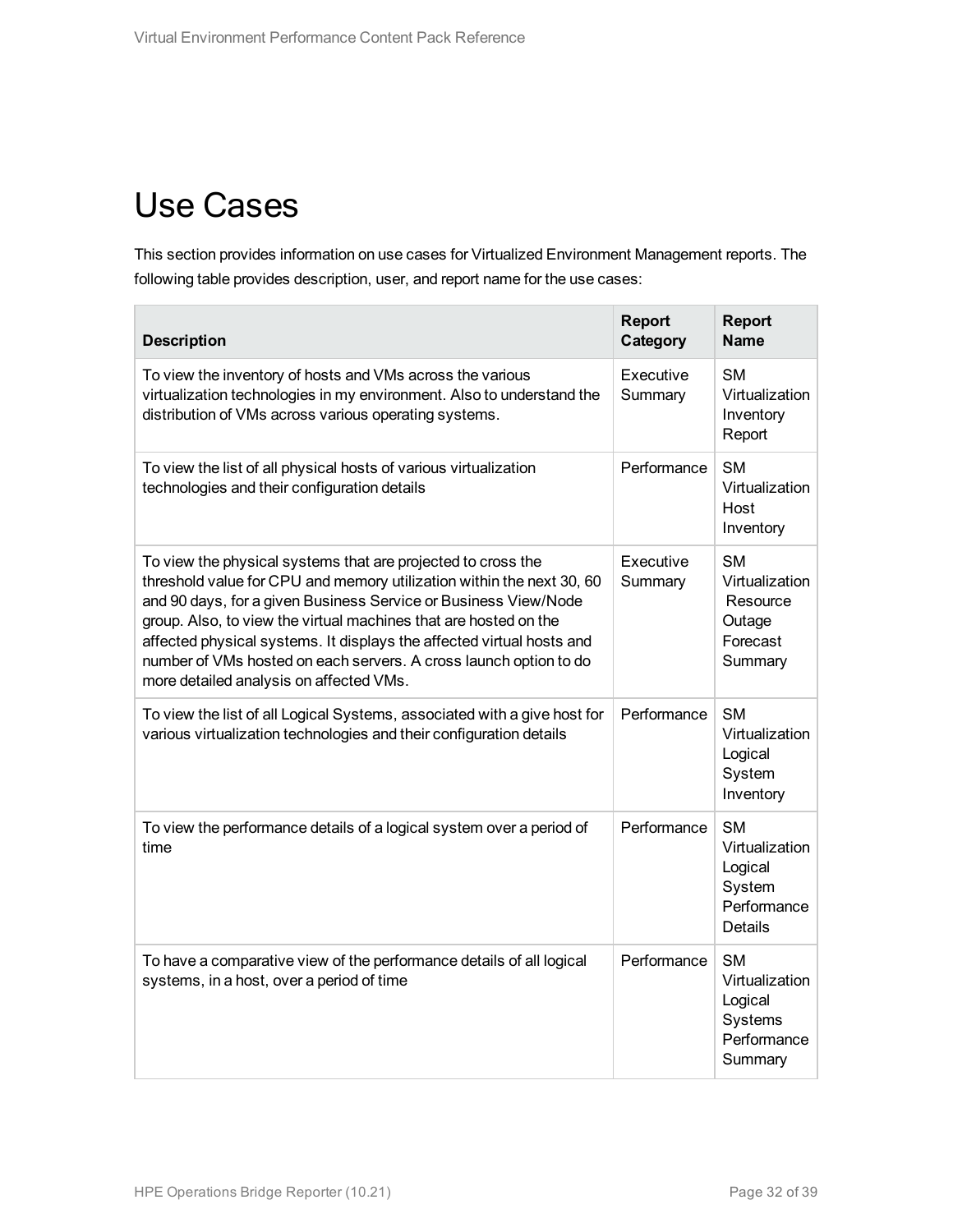# Use Cases

This section provides information on use cases for Virtualized Environment Management reports. The following table provides description, user, and report name for the use cases:

| Description | Report Category | Report Name |
| --- | --- | --- |
| To view the inventory of hosts and VMs across the various virtualization technologies in my environment. Also to understand the distribution of VMs across various operating systems. | Executive Summary | SM Virtualization Inventory Report |
| To view the list of all physical hosts of various virtualization technologies and their configuration details | Performance | SM Virtualization Host Inventory |
| To view the physical systems that are projected to cross the threshold value for CPU and memory utilization within the next 30, 60 and 90 days, for a given Business Service or Business View/Node group. Also, to view the virtual machines that are hosted on the affected physical systems. It displays the affected virtual hosts and number of VMs hosted on each servers. A cross launch option to do more detailed analysis on affected VMs. | Executive Summary | SM Virtualization Resource Outage Forecast Summary |
| To view the list of all Logical Systems, associated with a give host for various virtualization technologies and their configuration details | Performance | SM Virtualization Logical System Inventory |
| To view the performance details of a logical system over a period of time | Performance | SM Virtualization Logical System Performance Details |
| To have a comparative view of the performance details of all logical systems, in a host, over a period of time | Performance | SM Virtualization Logical Systems Performance Summary |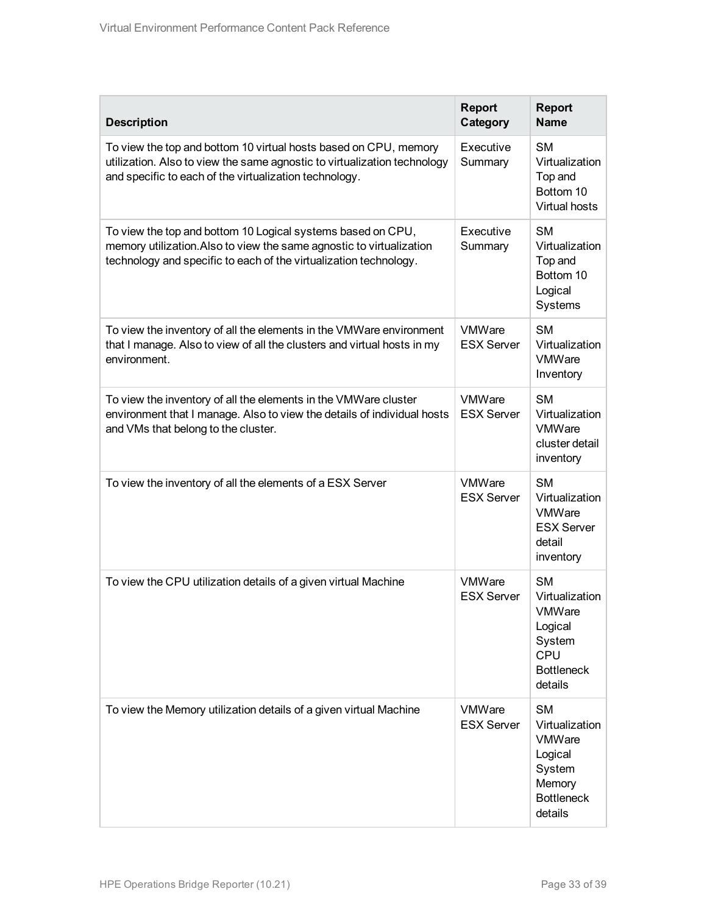| Description | Report Category | Report Name |
| --- | --- | --- |
| To view the top and bottom 10 virtual hosts based on CPU, memory utilization. Also to view the same agnostic to virtualization technology and specific to each of the virtualization technology. | Executive Summary | SM Virtualization Top and Bottom 10 Virtual hosts |
| To view the top and bottom 10 Logical systems based on CPU, memory utilization.Also to view the same agnostic to virtualization technology and specific to each of the virtualization technology. | Executive Summary | SM Virtualization Top and Bottom 10 Logical Systems |
| To view the inventory of all the elements in the VMWare environment that I manage. Also to view of all the clusters and virtual hosts in my environment. | VMWare ESX Server | SM Virtualization VMWare Inventory |
| To view the inventory of all the elements in the VMWare cluster environment that I manage. Also to view the details of individual hosts and VMs that belong to the cluster. | VMWare ESX Server | SM Virtualization VMWare cluster detail inventory |
| To view the inventory of all the elements of a ESX Server | VMWare ESX Server | SM Virtualization VMWare ESX Server detail inventory |
| To view the CPU utilization details of a given virtual Machine | VMWare ESX Server | SM Virtualization VMWare Logical System CPU Bottleneck details |
| To view the Memory utilization details of a given virtual Machine | VMWare ESX Server | SM Virtualization VMWare Logical System Memory Bottleneck details |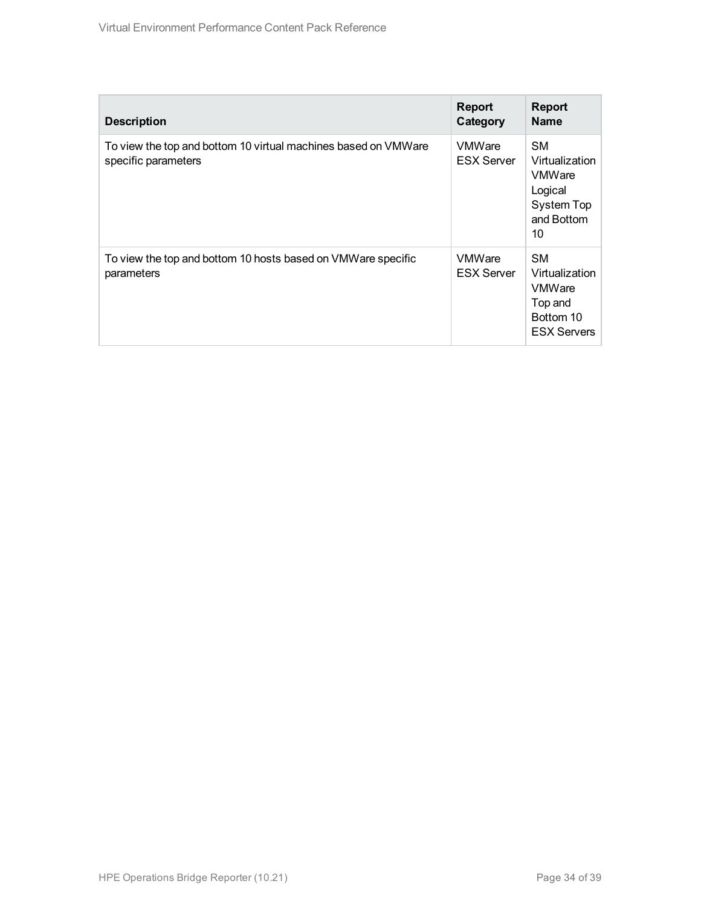| Description | Report Category | Report Name |
|---|---|---|
| To view the top and bottom 10 virtual machines based on VMWare specific parameters | VMWare ESX Server | SM Virtualization VMWare Logical System Top and Bottom 10 |
| To view the top and bottom 10 hosts based on VMWare specific parameters | VMWare ESX Server | SM Virtualization VMWare Top and Bottom 10 ESX Servers |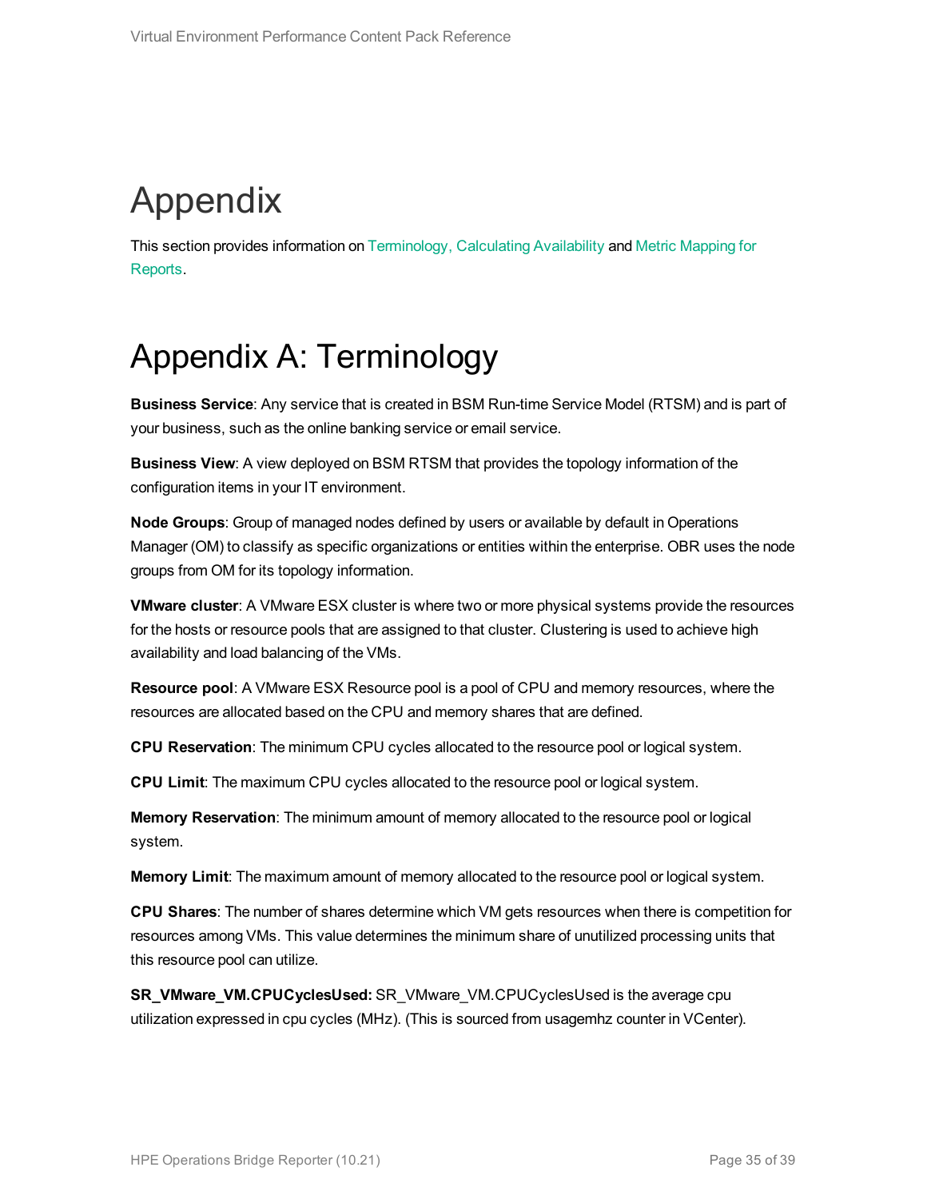# Appendix

This section provides information on Terminology, Calculating Availability and Metric Mapping for Reports.

# Appendix A: Terminology

**Business Service**: Any service that is created in BSM Run-time Service Model (RTSM) and is part of your business, such as the online banking service or email service.

**Business View**: A view deployed on BSM RTSM that provides the topology information of the configuration items in your IT environment.

**Node Groups**: Group of managed nodes defined by users or available by default in Operations Manager (OM) to classify as specific organizations or entities within the enterprise. OBR uses the node groups from OM for its topology information.

**VMware cluster**: A VMware ESX cluster is where two or more physical systems provide the resources for the hosts or resource pools that are assigned to that cluster. Clustering is used to achieve high availability and load balancing of the VMs.

**Resource pool**: A VMware ESX Resource pool is a pool of CPU and memory resources, where the resources are allocated based on the CPU and memory shares that are defined.

**CPU Reservation**: The minimum CPU cycles allocated to the resource pool or logical system.

**CPU Limit**: The maximum CPU cycles allocated to the resource pool or logical system.

**Memory Reservation**: The minimum amount of memory allocated to the resource pool or logical system.

**Memory Limit**: The maximum amount of memory allocated to the resource pool or logical system.

**CPU Shares**: The number of shares determine which VM gets resources when there is competition for resources among VMs. This value determines the minimum share of unutilized processing units that this resource pool can utilize.

**SR_VMware_VM.CPUCyclesUsed:** SR_VMware_VM.CPUCyclesUsed is the average cpu utilization expressed in cpu cycles (MHz). (This is sourced from usagemhz counter in VCenter).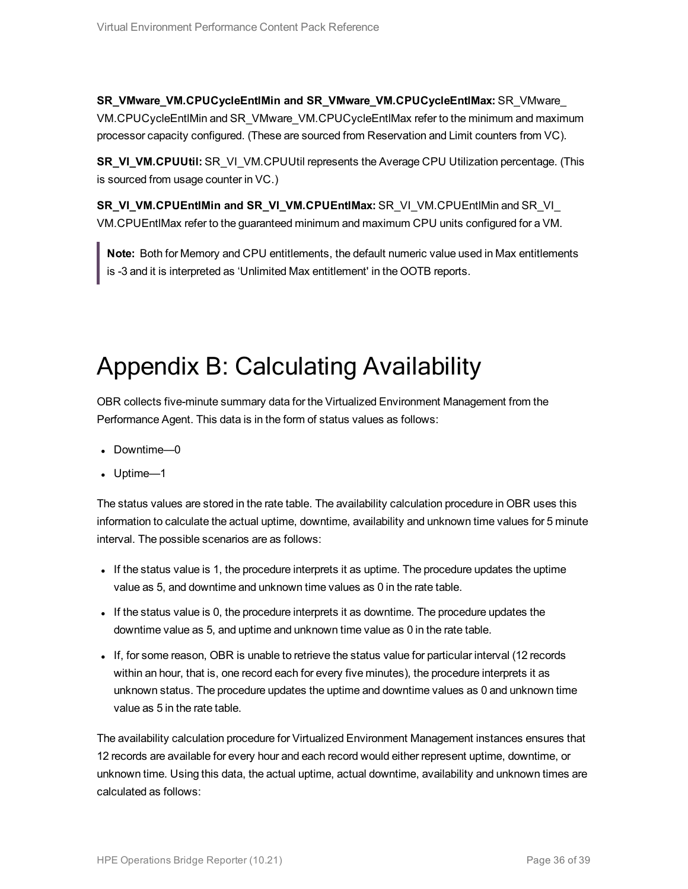**SR_VMware_VM.CPUCycleEntlMin and SR_VMware_VM.CPUCycleEntlMax:** SR_VMware_VM.CPUCycleEntlMin and SR_VMware_VM.CPUCycleEntlMax refer to the minimum and maximum processor capacity configured. (These are sourced from Reservation and Limit counters from VC).

**SR_VI_VM.CPUUtil:** SR_VI_VM.CPUUtil represents the Average CPU Utilization percentage. (This is sourced from usage counter in VC.)

**SR_VI_VM.CPUEntlMin and SR_VI_VM.CPUEntlMax:** SR_VI_VM.CPUEntlMin and SR_VI_VM.CPUEntlMax refer to the guaranteed minimum and maximum CPU units configured for a VM.

> **Note:** Both for Memory and CPU entitlements, the default numeric value used in Max entitlements is -3 and it is interpreted as 'Unlimited Max entitlement' in the OOTB reports.

# Appendix B: Calculating Availability

OBR collects five-minute summary data for the Virtualized Environment Management from the Performance Agent. This data is in the form of status values as follows:

- Downtime—0
- Uptime—1

The status values are stored in the rate table. The availability calculation procedure in OBR uses this information to calculate the actual uptime, downtime, availability and unknown time values for 5 minute interval. The possible scenarios are as follows:

- If the status value is 1, the procedure interprets it as uptime. The procedure updates the uptime value as 5, and downtime and unknown time values as 0 in the rate table.
- If the status value is 0, the procedure interprets it as downtime. The procedure updates the downtime value as 5, and uptime and unknown time value as 0 in the rate table.
- If, for some reason, OBR is unable to retrieve the status value for particular interval (12 records within an hour, that is, one record each for every five minutes), the procedure interprets it as unknown status. The procedure updates the uptime and downtime values as 0 and unknown time value as 5 in the rate table.

The availability calculation procedure for Virtualized Environment Management instances ensures that 12 records are available for every hour and each record would either represent uptime, downtime, or unknown time. Using this data, the actual uptime, actual downtime, availability and unknown times are calculated as follows: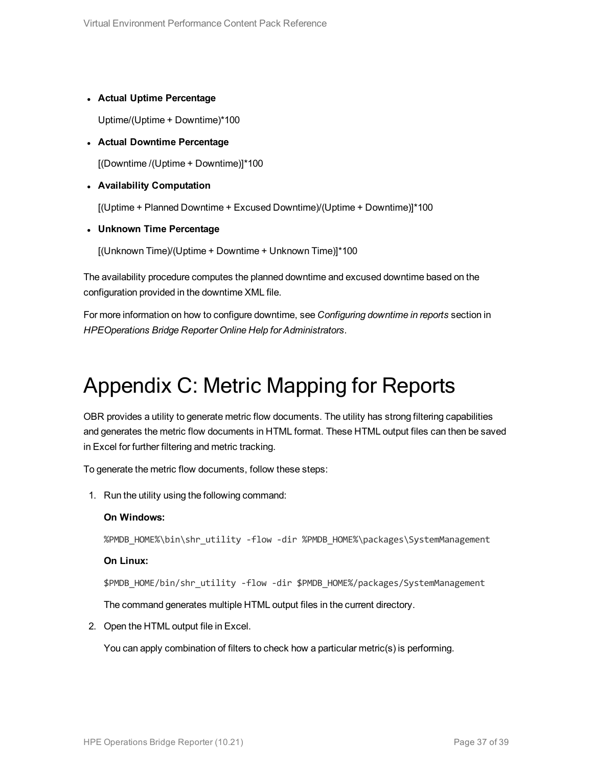- **Actual Uptime Percentage**

  Uptime/(Uptime + Downtime)*100

- **Actual Downtime Percentage**

  [(Downtime /(Uptime + Downtime)]*100

- **Availability Computation**

  [(Uptime + Planned Downtime + Excused Downtime)/(Uptime + Downtime)]*100

- **Unknown Time Percentage**

  [(Unknown Time)/(Uptime + Downtime + Unknown Time)]*100

The availability procedure computes the planned downtime and excused downtime based on the configuration provided in the downtime XML file.

For more information on how to configure downtime, see *Configuring downtime in reports* section in *HPEOperations Bridge Reporter Online Help for Administrators*.

# Appendix C: Metric Mapping for Reports

OBR provides a utility to generate metric flow documents. The utility has strong filtering capabilities and generates the metric flow documents in HTML format. These HTML output files can then be saved in Excel for further filtering and metric tracking.

To generate the metric flow documents, follow these steps:

1. Run the utility using the following command:

   **On Windows:**

   ```
   %PMDB_HOME%\bin\shr_utility -flow -dir %PMDB_HOME%\packages\SystemManagement
   ```

   **On Linux:**

   ```
   $PMDB_HOME/bin/shr_utility -flow -dir $PMDB_HOME%/packages/SystemManagement
   ```

   The command generates multiple HTML output files in the current directory.

2. Open the HTML output file in Excel.

   You can apply combination of filters to check how a particular metric(s) is performing.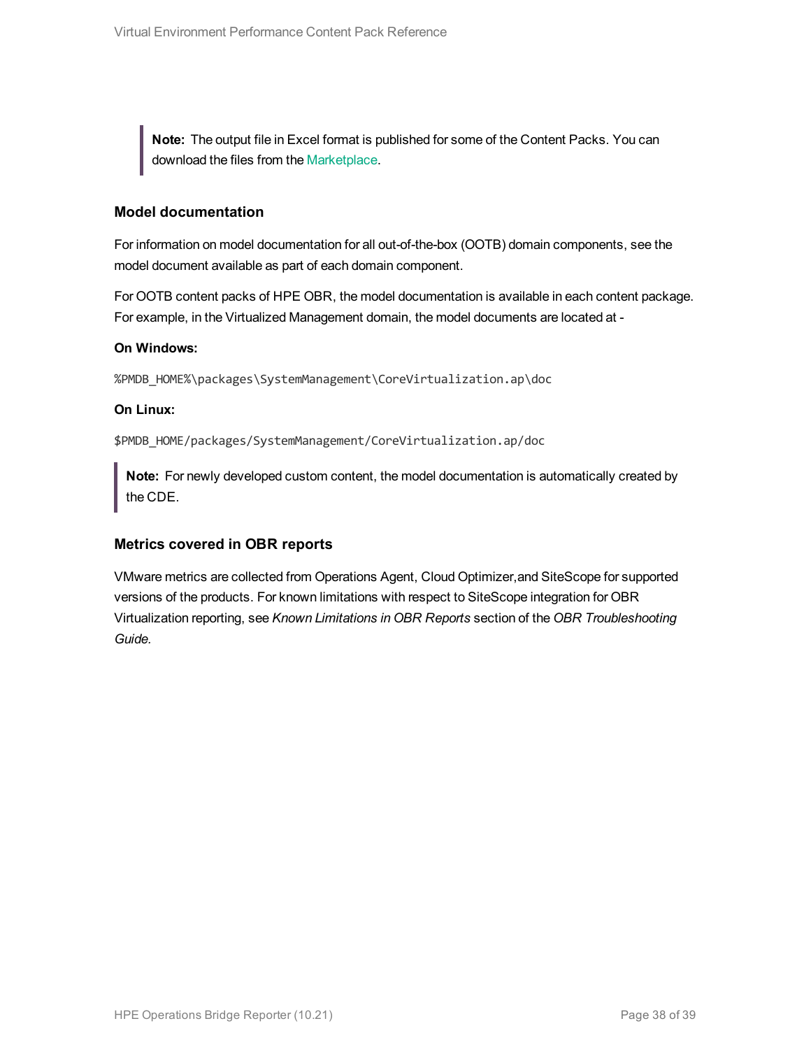> **Note:** The output file in Excel format is published for some of the Content Packs. You can download the files from the Marketplace.

### Model documentation

For information on model documentation for all out-of-the-box (OOTB) domain components, see the model document available as part of each domain component.

For OOTB content packs of HPE OBR, the model documentation is available in each content package. For example, in the Virtualized Management domain, the model documents are located at -

**On Windows:**

```
%PMDB_HOME%\packages\SystemManagement\CoreVirtualization.ap\doc
```

**On Linux:**

```
$PMDB_HOME/packages/SystemManagement/CoreVirtualization.ap/doc
```

> **Note:** For newly developed custom content, the model documentation is automatically created by the CDE.

### Metrics covered in OBR reports

VMware metrics are collected from Operations Agent, Cloud Optimizer,and SiteScope for supported versions of the products. For known limitations with respect to SiteScope integration for OBR Virtualization reporting, see *Known Limitations in OBR Reports* section of the *OBR Troubleshooting Guide.*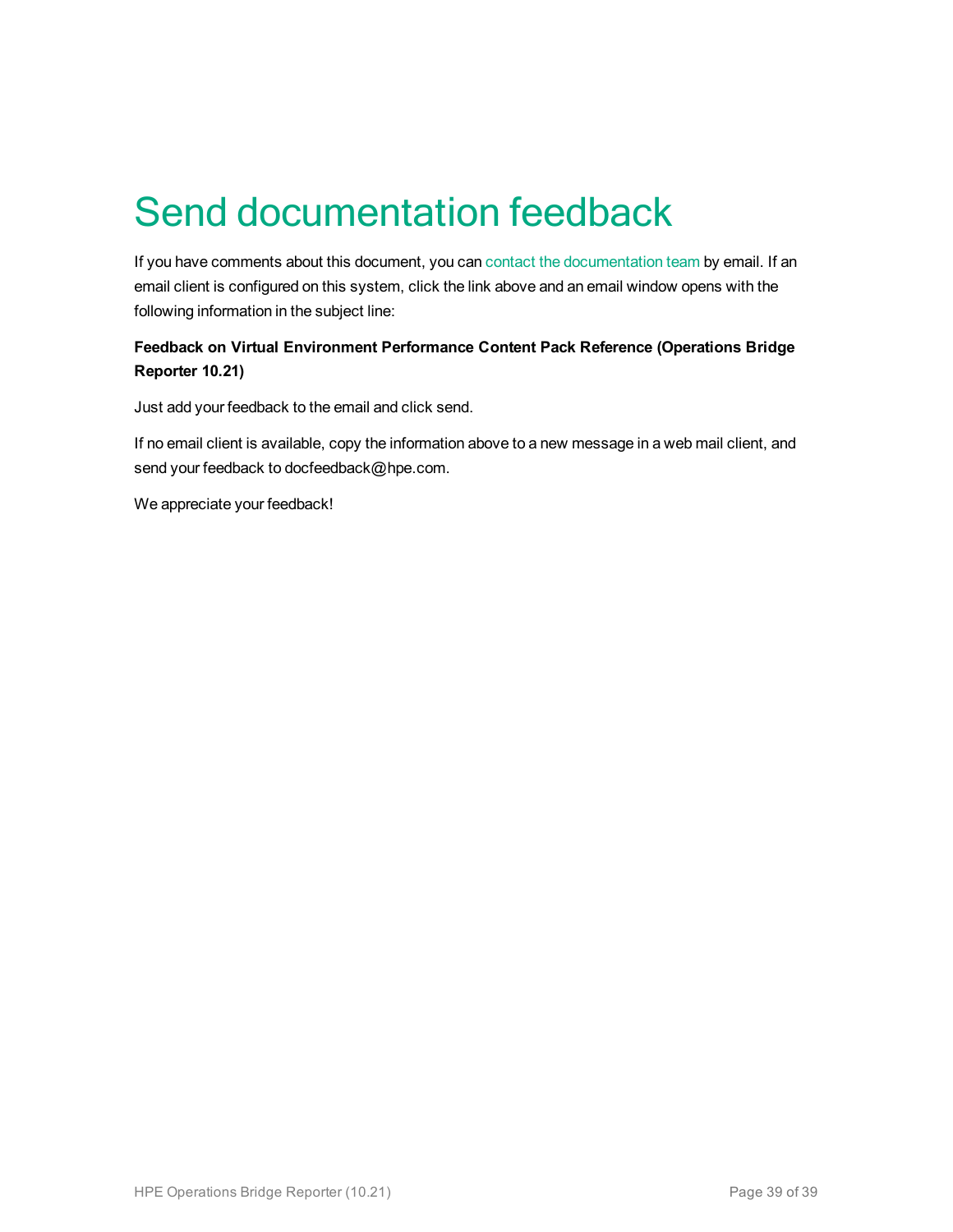# Send documentation feedback

If you have comments about this document, you can contact the documentation team by email. If an email client is configured on this system, click the link above and an email window opens with the following information in the subject line:

**Feedback on Virtual Environment Performance Content Pack Reference (Operations Bridge Reporter 10.21)**

Just add your feedback to the email and click send.

If no email client is available, copy the information above to a new message in a web mail client, and send your feedback to docfeedback@hpe.com.

We appreciate your feedback!